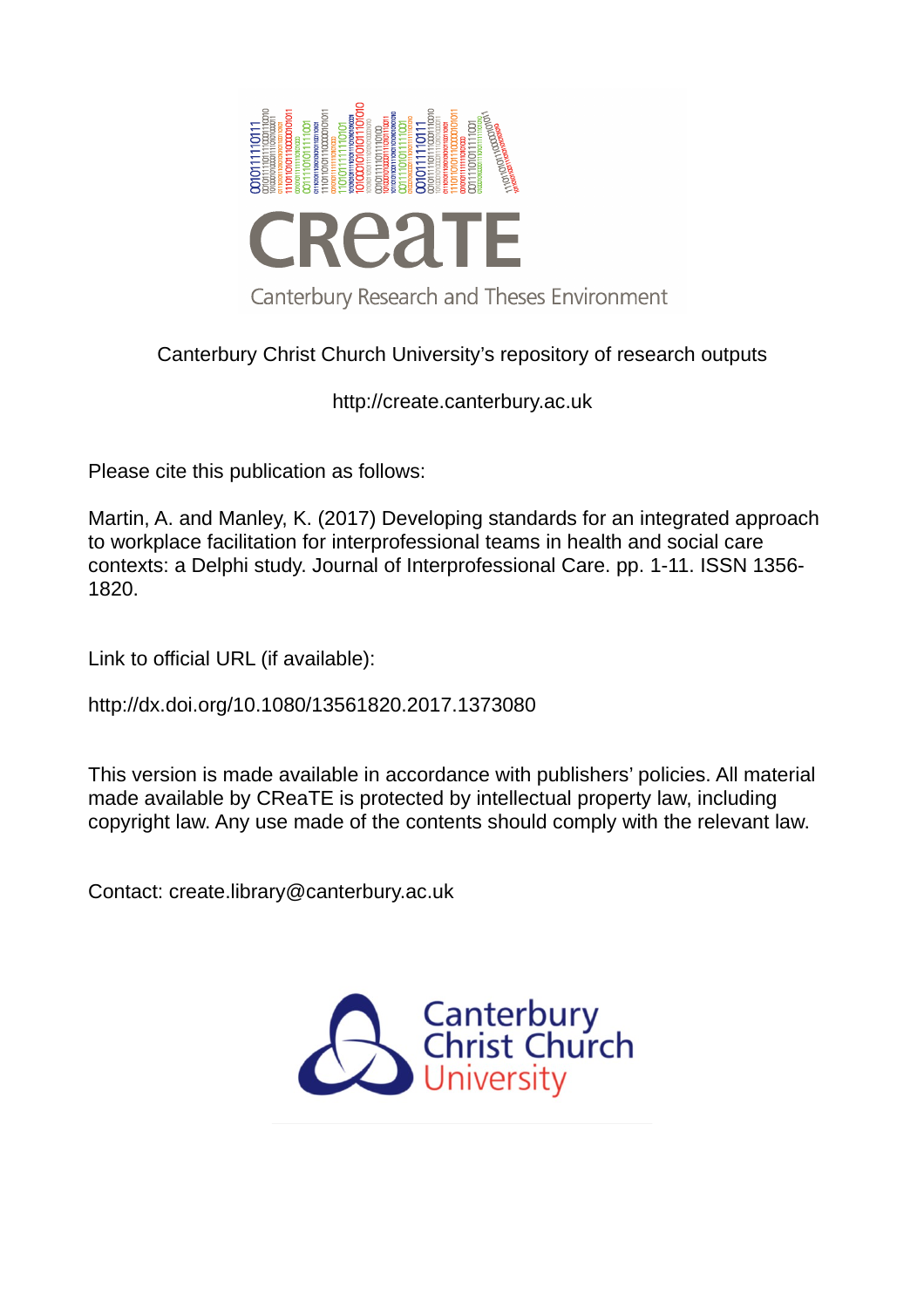CReaTE

Canterbury Research and Theses Environment

Canterbury Christ Church University's repository of research outputs

http://create.canterbury.ac.uk

Please cite this publication as follows:

Martin, A. and Manley, K. (2017) Developing standards for an integrated approach to workplace facilitation for interprofessional teams in health and social care contexts: a Delphi study. Journal of Interprofessional Care. pp. 1-11. ISSN 1356-1820.

Link to official URL (if available):

http://dx.doi.org/10.1080/13561820.2017.1373080

This version is made available in accordance with publishers' policies. All material made available by CReaTE is protected by intellectual property law, including copyright law. Any use made of the contents should comply with the relevant law.

Contact: create.library@canterbury.ac.uk

Canterbury Christ Church University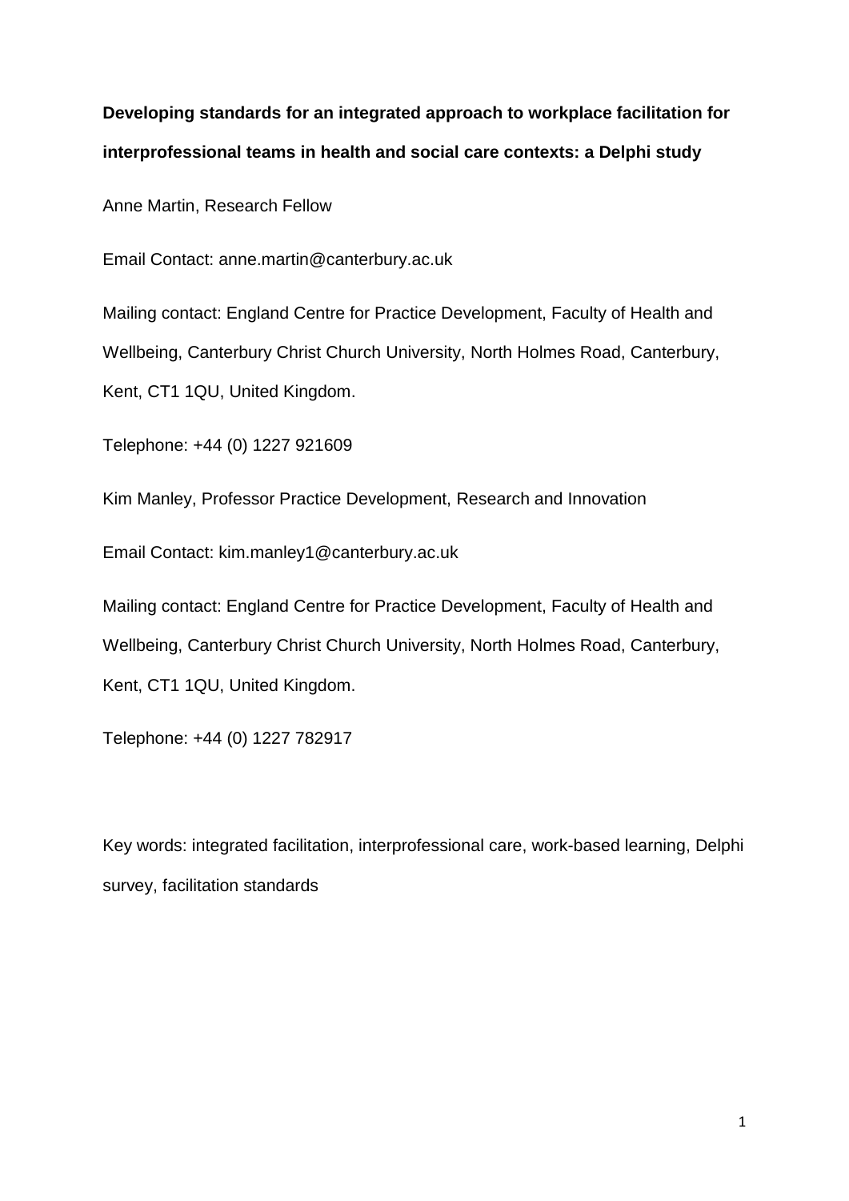**Developing standards for an integrated approach to workplace facilitation for interprofessional teams in health and social care contexts: a Delphi study**

Anne Martin, Research Fellow

Email Contact: anne.martin@canterbury.ac.uk

Mailing contact: England Centre for Practice Development, Faculty of Health and Wellbeing, Canterbury Christ Church University, North Holmes Road, Canterbury, Kent, CT1 1QU, United Kingdom.

Telephone: +44 (0) 1227 921609

Kim Manley, Professor Practice Development, Research and Innovation

Email Contact: kim.manley1@canterbury.ac.uk

Mailing contact: England Centre for Practice Development, Faculty of Health and Wellbeing, Canterbury Christ Church University, North Holmes Road, Canterbury, Kent, CT1 1QU, United Kingdom.

Telephone: +44 (0) 1227 782917

Key words: integrated facilitation, interprofessional care, work-based learning, Delphi survey, facilitation standards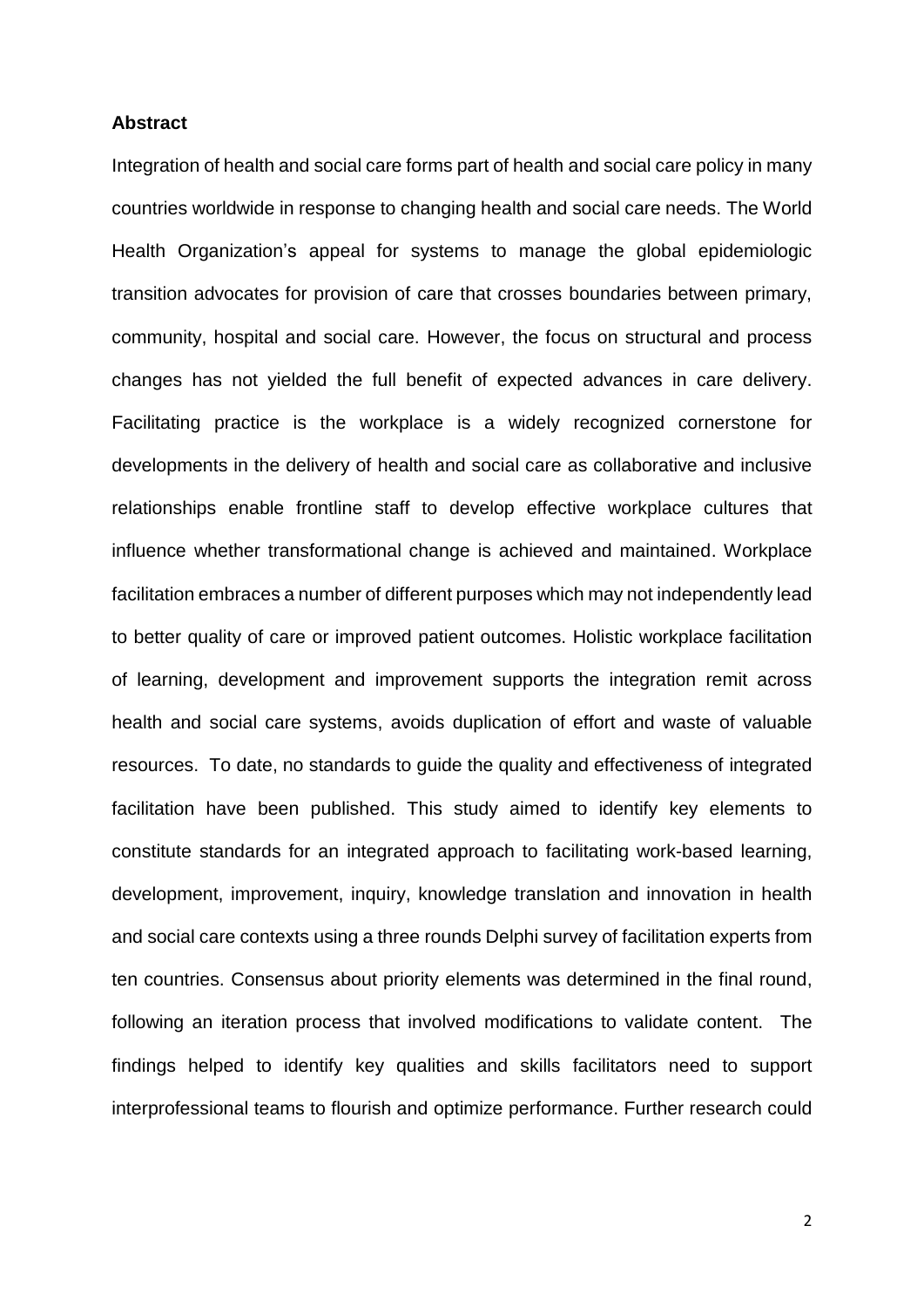**Abstract**

Integration of health and social care forms part of health and social care policy in many countries worldwide in response to changing health and social care needs. The World Health Organization's appeal for systems to manage the global epidemiologic transition advocates for provision of care that crosses boundaries between primary, community, hospital and social care. However, the focus on structural and process changes has not yielded the full benefit of expected advances in care delivery. Facilitating practice is the workplace is a widely recognized cornerstone for developments in the delivery of health and social care as collaborative and inclusive relationships enable frontline staff to develop effective workplace cultures that influence whether transformational change is achieved and maintained. Workplace facilitation embraces a number of different purposes which may not independently lead to better quality of care or improved patient outcomes. Holistic workplace facilitation of learning, development and improvement supports the integration remit across health and social care systems, avoids duplication of effort and waste of valuable resources. To date, no standards to guide the quality and effectiveness of integrated facilitation have been published. This study aimed to identify key elements to constitute standards for an integrated approach to facilitating work-based learning, development, improvement, inquiry, knowledge translation and innovation in health and social care contexts using a three rounds Delphi survey of facilitation experts from ten countries. Consensus about priority elements was determined in the final round, following an iteration process that involved modifications to validate content. The findings helped to identify key qualities and skills facilitators need to support interprofessional teams to flourish and optimize performance. Further research could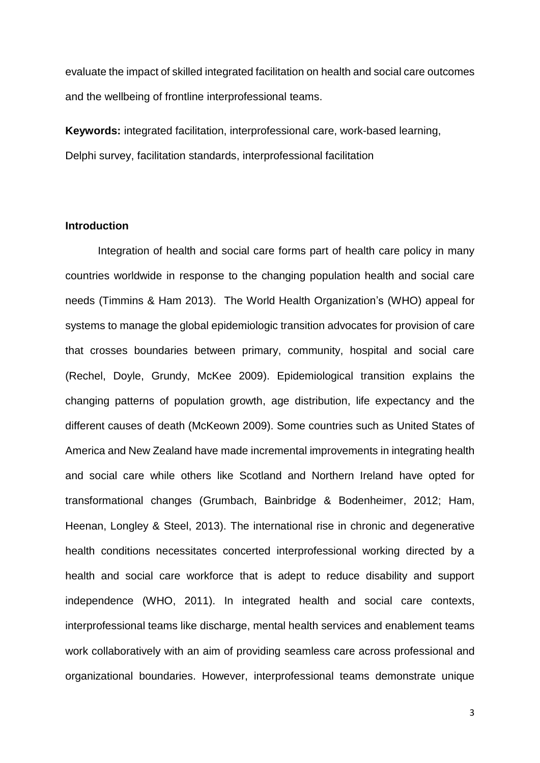evaluate the impact of skilled integrated facilitation on health and social care outcomes and the wellbeing of frontline interprofessional teams.

**Keywords:** integrated facilitation, interprofessional care, work-based learning, Delphi survey, facilitation standards, interprofessional facilitation

## Introduction

Integration of health and social care forms part of health care policy in many countries worldwide in response to the changing population health and social care needs (Timmins & Ham 2013). The World Health Organization's (WHO) appeal for systems to manage the global epidemiologic transition advocates for provision of care that crosses boundaries between primary, community, hospital and social care (Rechel, Doyle, Grundy, McKee 2009). Epidemiological transition explains the changing patterns of population growth, age distribution, life expectancy and the different causes of death (McKeown 2009). Some countries such as United States of America and New Zealand have made incremental improvements in integrating health and social care while others like Scotland and Northern Ireland have opted for transformational changes (Grumbach, Bainbridge & Bodenheimer, 2012; Ham, Heenan, Longley & Steel, 2013). The international rise in chronic and degenerative health conditions necessitates concerted interprofessional working directed by a health and social care workforce that is adept to reduce disability and support independence (WHO, 2011). In integrated health and social care contexts, interprofessional teams like discharge, mental health services and enablement teams work collaboratively with an aim of providing seamless care across professional and organizational boundaries. However, interprofessional teams demonstrate unique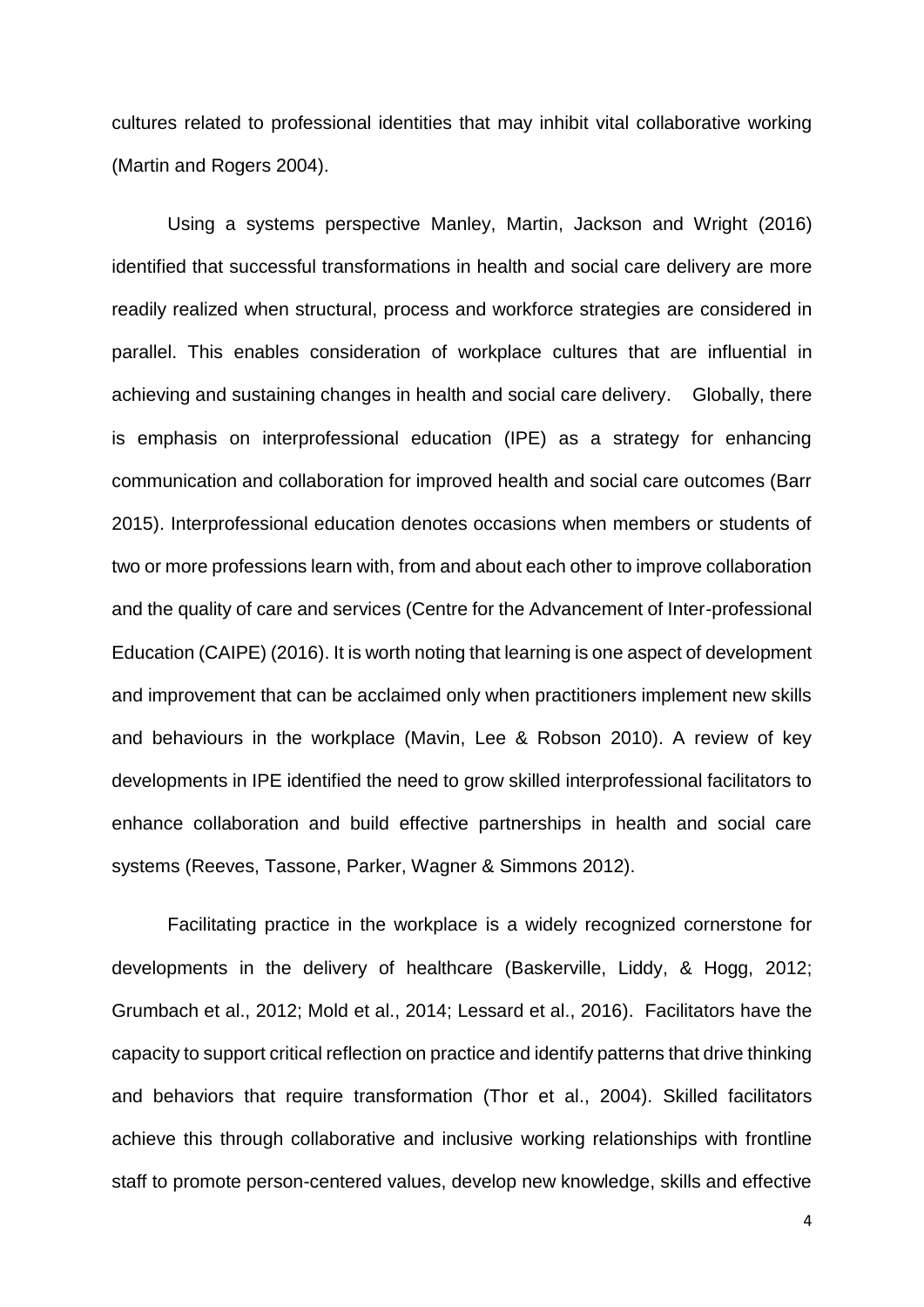cultures related to professional identities that may inhibit vital collaborative working (Martin and Rogers 2004).

Using a systems perspective Manley, Martin, Jackson and Wright (2016) identified that successful transformations in health and social care delivery are more readily realized when structural, process and workforce strategies are considered in parallel. This enables consideration of workplace cultures that are influential in achieving and sustaining changes in health and social care delivery. Globally, there is emphasis on interprofessional education (IPE) as a strategy for enhancing communication and collaboration for improved health and social care outcomes (Barr 2015). Interprofessional education denotes occasions when members or students of two or more professions learn with, from and about each other to improve collaboration and the quality of care and services (Centre for the Advancement of Inter-professional Education (CAIPE) (2016). It is worth noting that learning is one aspect of development and improvement that can be acclaimed only when practitioners implement new skills and behaviours in the workplace (Mavin, Lee & Robson 2010). A review of key developments in IPE identified the need to grow skilled interprofessional facilitators to enhance collaboration and build effective partnerships in health and social care systems (Reeves, Tassone, Parker, Wagner & Simmons 2012).

Facilitating practice in the workplace is a widely recognized cornerstone for developments in the delivery of healthcare (Baskerville, Liddy, & Hogg, 2012; Grumbach et al., 2012; Mold et al., 2014; Lessard et al., 2016). Facilitators have the capacity to support critical reflection on practice and identify patterns that drive thinking and behaviors that require transformation (Thor et al., 2004). Skilled facilitators achieve this through collaborative and inclusive working relationships with frontline staff to promote person-centered values, develop new knowledge, skills and effective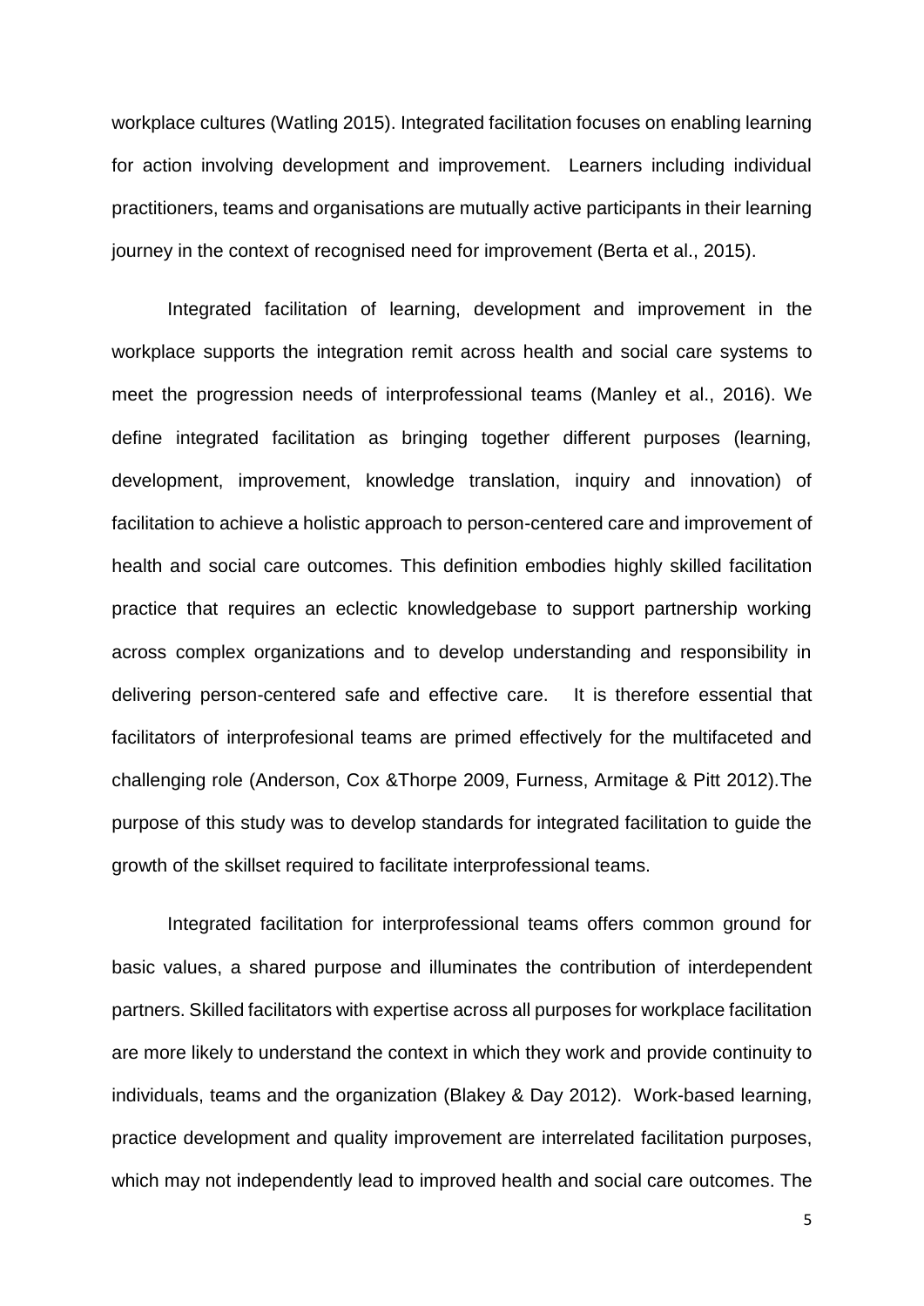workplace cultures (Watling 2015). Integrated facilitation focuses on enabling learning for action involving development and improvement. Learners including individual practitioners, teams and organisations are mutually active participants in their learning journey in the context of recognised need for improvement (Berta et al., 2015).

Integrated facilitation of learning, development and improvement in the workplace supports the integration remit across health and social care systems to meet the progression needs of interprofessional teams (Manley et al., 2016). We define integrated facilitation as bringing together different purposes (learning, development, improvement, knowledge translation, inquiry and innovation) of facilitation to achieve a holistic approach to person-centered care and improvement of health and social care outcomes. This definition embodies highly skilled facilitation practice that requires an eclectic knowledgebase to support partnership working across complex organizations and to develop understanding and responsibility in delivering person-centered safe and effective care. It is therefore essential that facilitators of interprofesional teams are primed effectively for the multifaceted and challenging role (Anderson, Cox &Thorpe 2009, Furness, Armitage & Pitt 2012).The purpose of this study was to develop standards for integrated facilitation to guide the growth of the skillset required to facilitate interprofessional teams.

Integrated facilitation for interprofessional teams offers common ground for basic values, a shared purpose and illuminates the contribution of interdependent partners. Skilled facilitators with expertise across all purposes for workplace facilitation are more likely to understand the context in which they work and provide continuity to individuals, teams and the organization (Blakey & Day 2012). Work-based learning, practice development and quality improvement are interrelated facilitation purposes, which may not independently lead to improved health and social care outcomes. The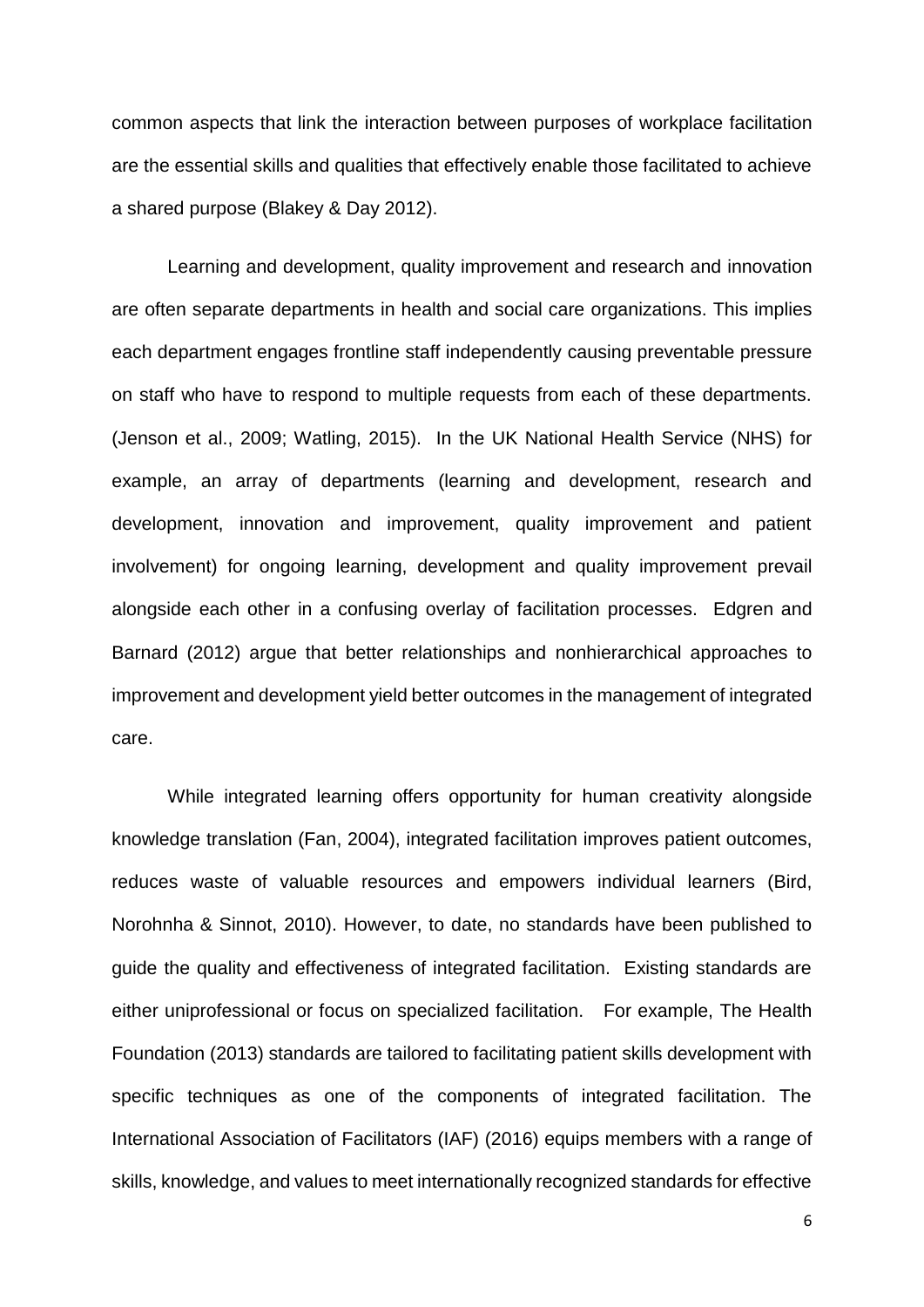common aspects that link the interaction between purposes of workplace facilitation are the essential skills and qualities that effectively enable those facilitated to achieve a shared purpose (Blakey & Day 2012).

Learning and development, quality improvement and research and innovation are often separate departments in health and social care organizations. This implies each department engages frontline staff independently causing preventable pressure on staff who have to respond to multiple requests from each of these departments. (Jenson et al., 2009; Watling, 2015). In the UK National Health Service (NHS) for example, an array of departments (learning and development, research and development, innovation and improvement, quality improvement and patient involvement) for ongoing learning, development and quality improvement prevail alongside each other in a confusing overlay of facilitation processes. Edgren and Barnard (2012) argue that better relationships and nonhierarchical approaches to improvement and development yield better outcomes in the management of integrated care.

While integrated learning offers opportunity for human creativity alongside knowledge translation (Fan, 2004), integrated facilitation improves patient outcomes, reduces waste of valuable resources and empowers individual learners (Bird, Norohnha & Sinnot, 2010). However, to date, no standards have been published to guide the quality and effectiveness of integrated facilitation. Existing standards are either uniprofessional or focus on specialized facilitation. For example, The Health Foundation (2013) standards are tailored to facilitating patient skills development with specific techniques as one of the components of integrated facilitation. The International Association of Facilitators (IAF) (2016) equips members with a range of skills, knowledge, and values to meet internationally recognized standards for effective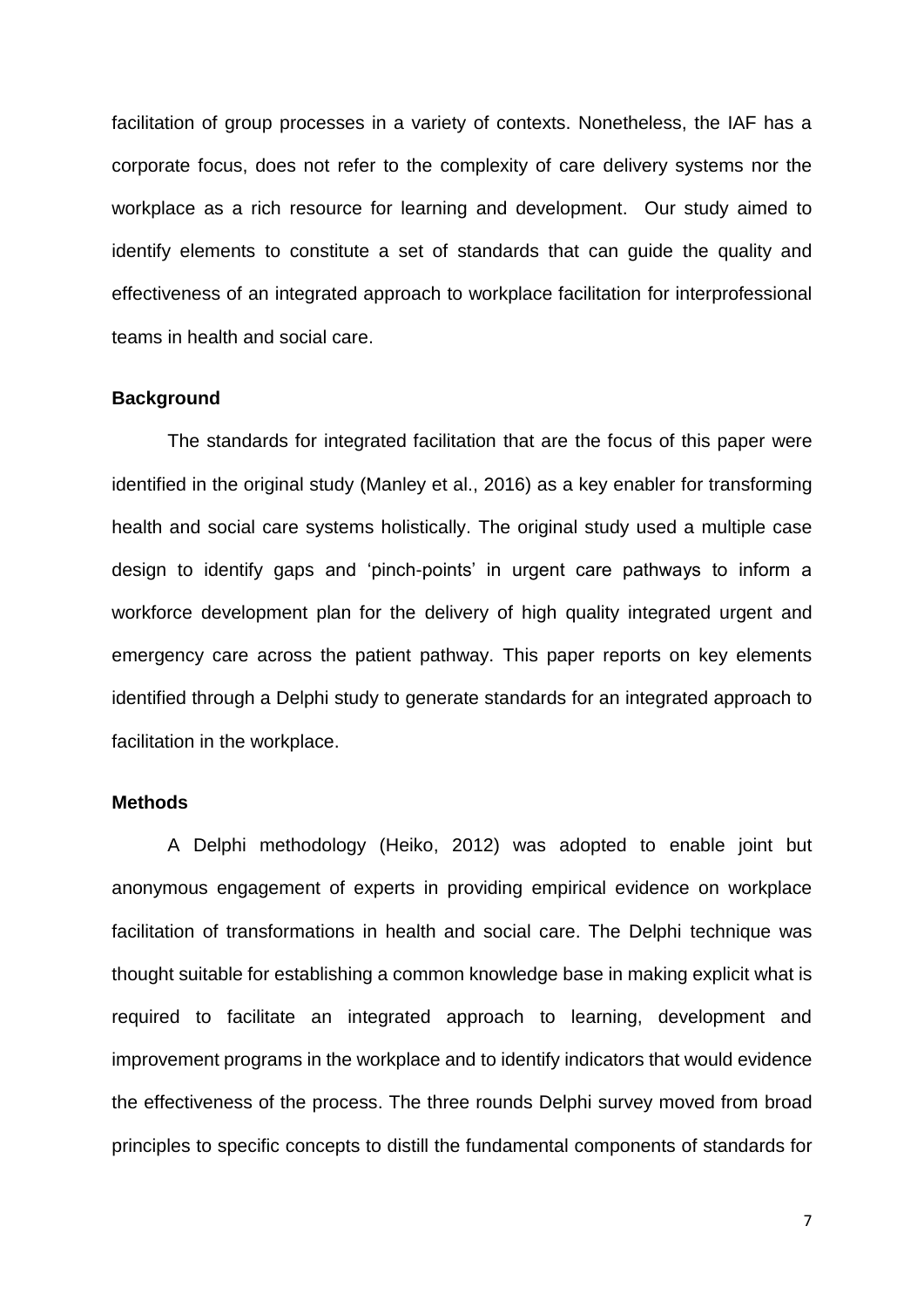facilitation of group processes in a variety of contexts. Nonetheless, the IAF has a corporate focus, does not refer to the complexity of care delivery systems nor the workplace as a rich resource for learning and development. Our study aimed to identify elements to constitute a set of standards that can guide the quality and effectiveness of an integrated approach to workplace facilitation for interprofessional teams in health and social care.

## Background

The standards for integrated facilitation that are the focus of this paper were identified in the original study (Manley et al., 2016) as a key enabler for transforming health and social care systems holistically. The original study used a multiple case design to identify gaps and 'pinch-points' in urgent care pathways to inform a workforce development plan for the delivery of high quality integrated urgent and emergency care across the patient pathway. This paper reports on key elements identified through a Delphi study to generate standards for an integrated approach to facilitation in the workplace.

## Methods

A Delphi methodology (Heiko, 2012) was adopted to enable joint but anonymous engagement of experts in providing empirical evidence on workplace facilitation of transformations in health and social care. The Delphi technique was thought suitable for establishing a common knowledge base in making explicit what is required to facilitate an integrated approach to learning, development and improvement programs in the workplace and to identify indicators that would evidence the effectiveness of the process. The three rounds Delphi survey moved from broad principles to specific concepts to distill the fundamental components of standards for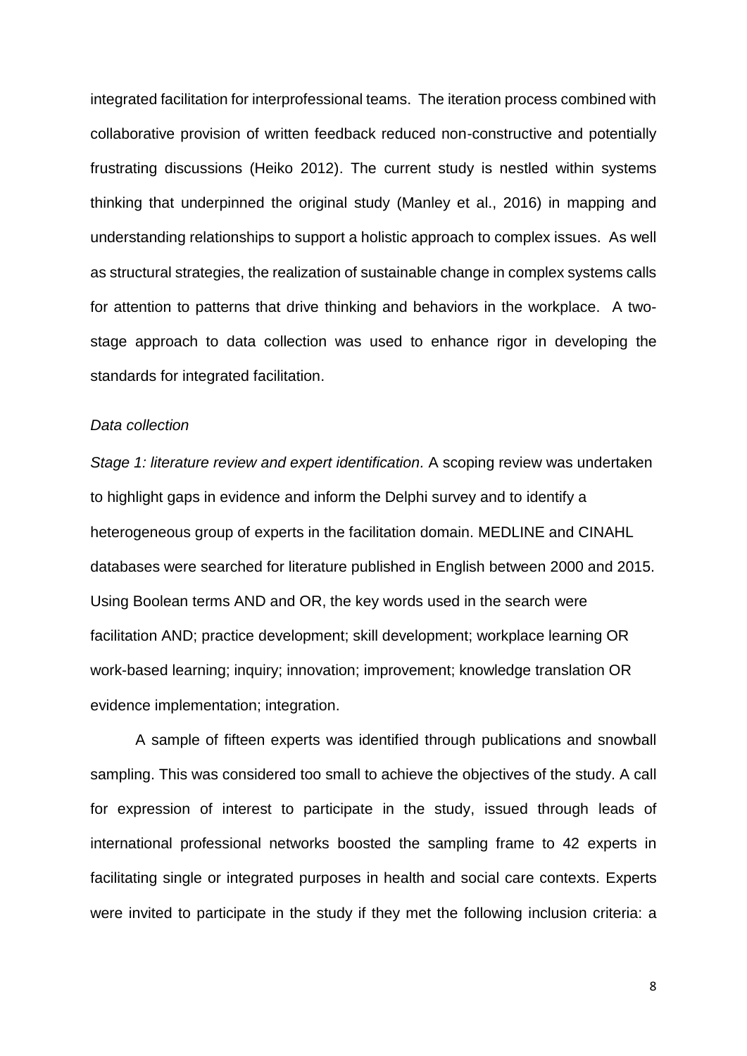integrated facilitation for interprofessional teams. The iteration process combined with collaborative provision of written feedback reduced non-constructive and potentially frustrating discussions (Heiko 2012). The current study is nestled within systems thinking that underpinned the original study (Manley et al., 2016) in mapping and understanding relationships to support a holistic approach to complex issues. As well as structural strategies, the realization of sustainable change in complex systems calls for attention to patterns that drive thinking and behaviors in the workplace. A two-stage approach to data collection was used to enhance rigor in developing the standards for integrated facilitation.

*Data collection*

*Stage 1: literature review and expert identification.* A scoping review was undertaken to highlight gaps in evidence and inform the Delphi survey and to identify a heterogeneous group of experts in the facilitation domain. MEDLINE and CINAHL databases were searched for literature published in English between 2000 and 2015. Using Boolean terms AND and OR, the key words used in the search were facilitation AND; practice development; skill development; workplace learning OR work-based learning; inquiry; innovation; improvement; knowledge translation OR evidence implementation; integration.

A sample of fifteen experts was identified through publications and snowball sampling. This was considered too small to achieve the objectives of the study. A call for expression of interest to participate in the study, issued through leads of international professional networks boosted the sampling frame to 42 experts in facilitating single or integrated purposes in health and social care contexts. Experts were invited to participate in the study if they met the following inclusion criteria: a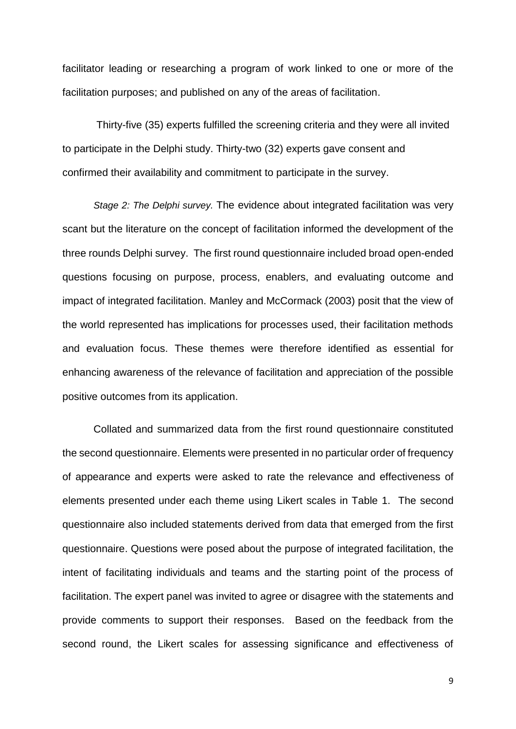facilitator leading or researching a program of work linked to one or more of the facilitation purposes; and published on any of the areas of facilitation.

Thirty-five (35) experts fulfilled the screening criteria and they were all invited to participate in the Delphi study. Thirty-two (32) experts gave consent and confirmed their availability and commitment to participate in the survey.

*Stage 2: The Delphi survey.* The evidence about integrated facilitation was very scant but the literature on the concept of facilitation informed the development of the three rounds Delphi survey. The first round questionnaire included broad open-ended questions focusing on purpose, process, enablers, and evaluating outcome and impact of integrated facilitation. Manley and McCormack (2003) posit that the view of the world represented has implications for processes used, their facilitation methods and evaluation focus. These themes were therefore identified as essential for enhancing awareness of the relevance of facilitation and appreciation of the possible positive outcomes from its application.

Collated and summarized data from the first round questionnaire constituted the second questionnaire. Elements were presented in no particular order of frequency of appearance and experts were asked to rate the relevance and effectiveness of elements presented under each theme using Likert scales in Table 1. The second questionnaire also included statements derived from data that emerged from the first questionnaire. Questions were posed about the purpose of integrated facilitation, the intent of facilitating individuals and teams and the starting point of the process of facilitation. The expert panel was invited to agree or disagree with the statements and provide comments to support their responses. Based on the feedback from the second round, the Likert scales for assessing significance and effectiveness of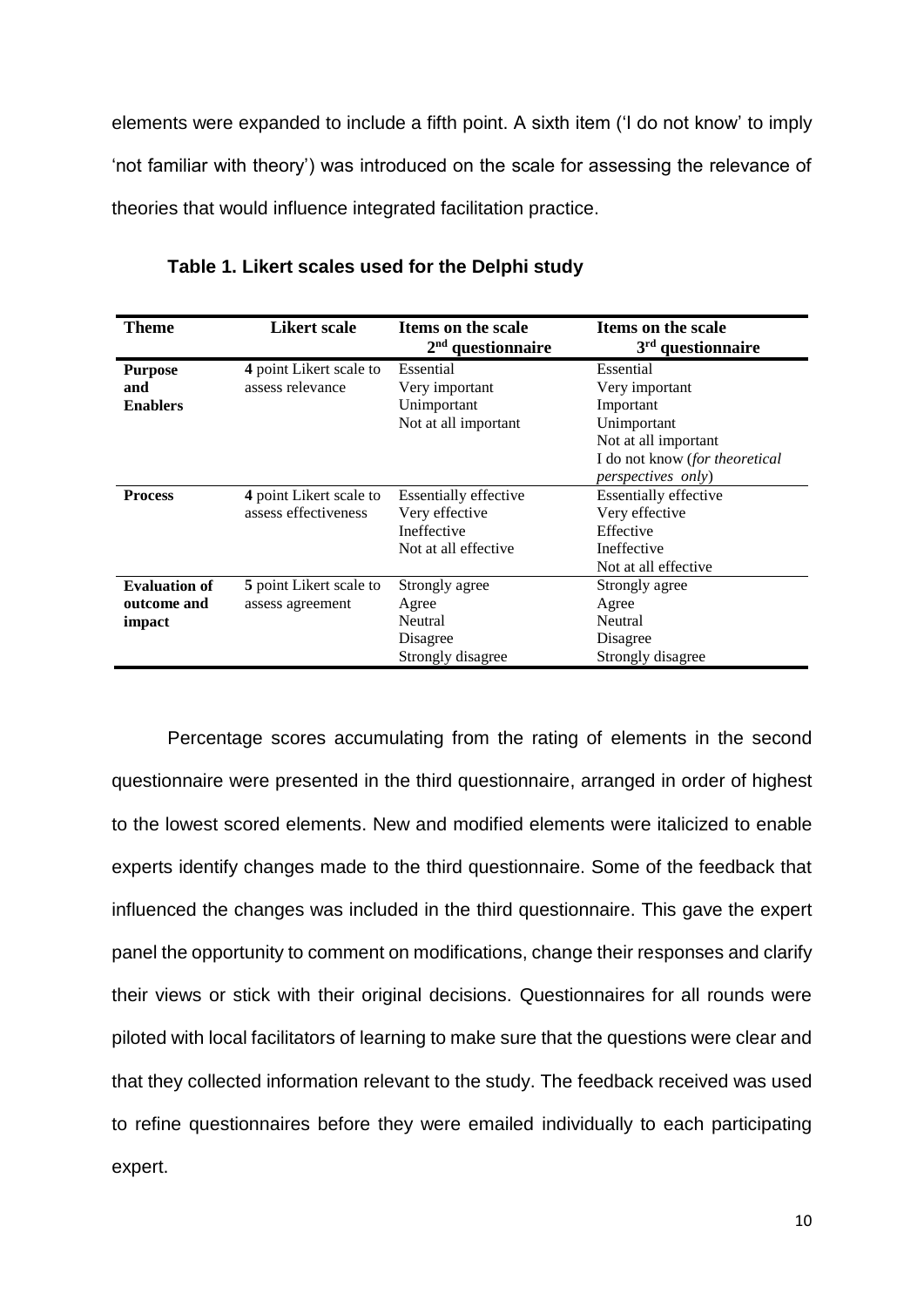elements were expanded to include a fifth point. A sixth item ('I do not know' to imply 'not familiar with theory') was introduced on the scale for assessing the relevance of theories that would influence integrated facilitation practice.

**Table 1. Likert scales used for the Delphi study**

| Theme | Likert scale | Items on the scale 2nd questionnaire | Items on the scale 3rd questionnaire |
|---|---|---|---|
| **Purpose and Enablers** | **4** point Likert scale to assess relevance | Essential<br>Very important<br>Unimportant<br>Not at all important | Essential<br>Very important<br>Important<br>Unimportant<br>Not at all important<br>I do not know (*for theoretical perspectives only*) |
| **Process** | **4** point Likert scale to assess effectiveness | Essentially effective<br>Very effective<br>Ineffective<br>Not at all effective | Essentially effective<br>Very effective<br>Effective<br>Ineffective<br>Not at all effective |
| **Evaluation of outcome and impact** | **5** point Likert scale to assess agreement | Strongly agree<br>Agree<br>Neutral<br>Disagree<br>Strongly disagree | Strongly agree<br>Agree<br>Neutral<br>Disagree<br>Strongly disagree |

Percentage scores accumulating from the rating of elements in the second questionnaire were presented in the third questionnaire, arranged in order of highest to the lowest scored elements. New and modified elements were italicized to enable experts identify changes made to the third questionnaire. Some of the feedback that influenced the changes was included in the third questionnaire. This gave the expert panel the opportunity to comment on modifications, change their responses and clarify their views or stick with their original decisions. Questionnaires for all rounds were piloted with local facilitators of learning to make sure that the questions were clear and that they collected information relevant to the study. The feedback received was used to refine questionnaires before they were emailed individually to each participating expert.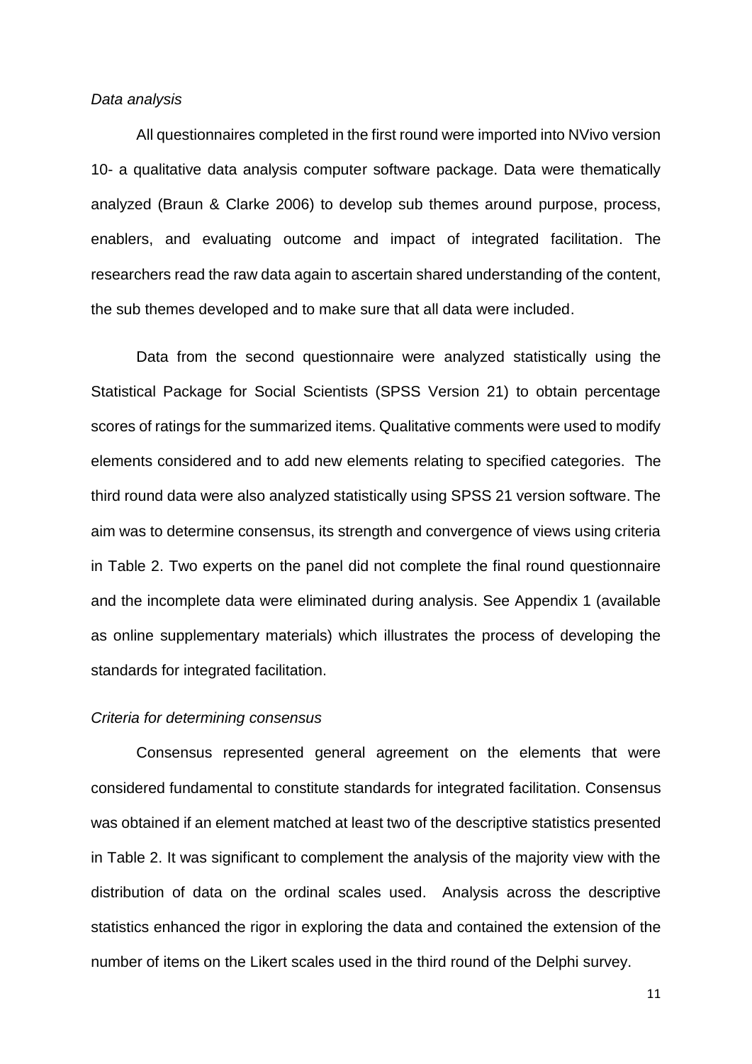*Data analysis*

All questionnaires completed in the first round were imported into NVivo version 10- a qualitative data analysis computer software package. Data were thematically analyzed (Braun & Clarke 2006) to develop sub themes around purpose, process, enablers, and evaluating outcome and impact of integrated facilitation. The researchers read the raw data again to ascertain shared understanding of the content, the sub themes developed and to make sure that all data were included.

Data from the second questionnaire were analyzed statistically using the Statistical Package for Social Scientists (SPSS Version 21) to obtain percentage scores of ratings for the summarized items. Qualitative comments were used to modify elements considered and to add new elements relating to specified categories. The third round data were also analyzed statistically using SPSS 21 version software. The aim was to determine consensus, its strength and convergence of views using criteria in Table 2. Two experts on the panel did not complete the final round questionnaire and the incomplete data were eliminated during analysis. See Appendix 1 (available as online supplementary materials) which illustrates the process of developing the standards for integrated facilitation.

*Criteria for determining consensus*

Consensus represented general agreement on the elements that were considered fundamental to constitute standards for integrated facilitation. Consensus was obtained if an element matched at least two of the descriptive statistics presented in Table 2. It was significant to complement the analysis of the majority view with the distribution of data on the ordinal scales used. Analysis across the descriptive statistics enhanced the rigor in exploring the data and contained the extension of the number of items on the Likert scales used in the third round of the Delphi survey.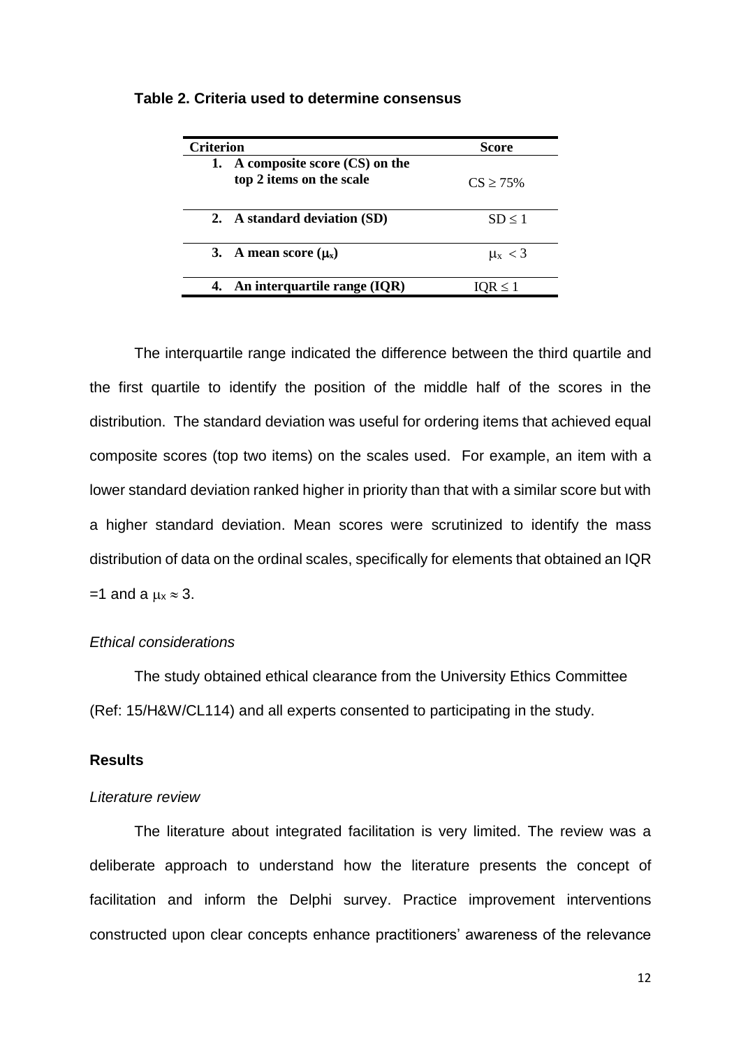**Table 2. Criteria used to determine consensus**

| Criterion | Score |
|---|---|
| **1. A composite score (CS) on the top 2 items on the scale** | $CS \geq 75\%$ |
| **2. A standard deviation (SD)** | $SD \leq 1$ |
| **3. A mean score ($\mu_x$)** | $\mu_x < 3$ |
| **4. An interquartile range (IQR)** | $IQR \leq 1$ |

The interquartile range indicated the difference between the third quartile and the first quartile to identify the position of the middle half of the scores in the distribution. The standard deviation was useful for ordering items that achieved equal composite scores (top two items) on the scales used. For example, an item with a lower standard deviation ranked higher in priority than that with a similar score but with a higher standard deviation. Mean scores were scrutinized to identify the mass distribution of data on the ordinal scales, specifically for elements that obtained an IQR =1 and a $\mu_x \approx 3$.

*Ethical considerations*

The study obtained ethical clearance from the University Ethics Committee (Ref: 15/H&W/CL114) and all experts consented to participating in the study.

## Results

*Literature review*

The literature about integrated facilitation is very limited. The review was a deliberate approach to understand how the literature presents the concept of facilitation and inform the Delphi survey. Practice improvement interventions constructed upon clear concepts enhance practitioners' awareness of the relevance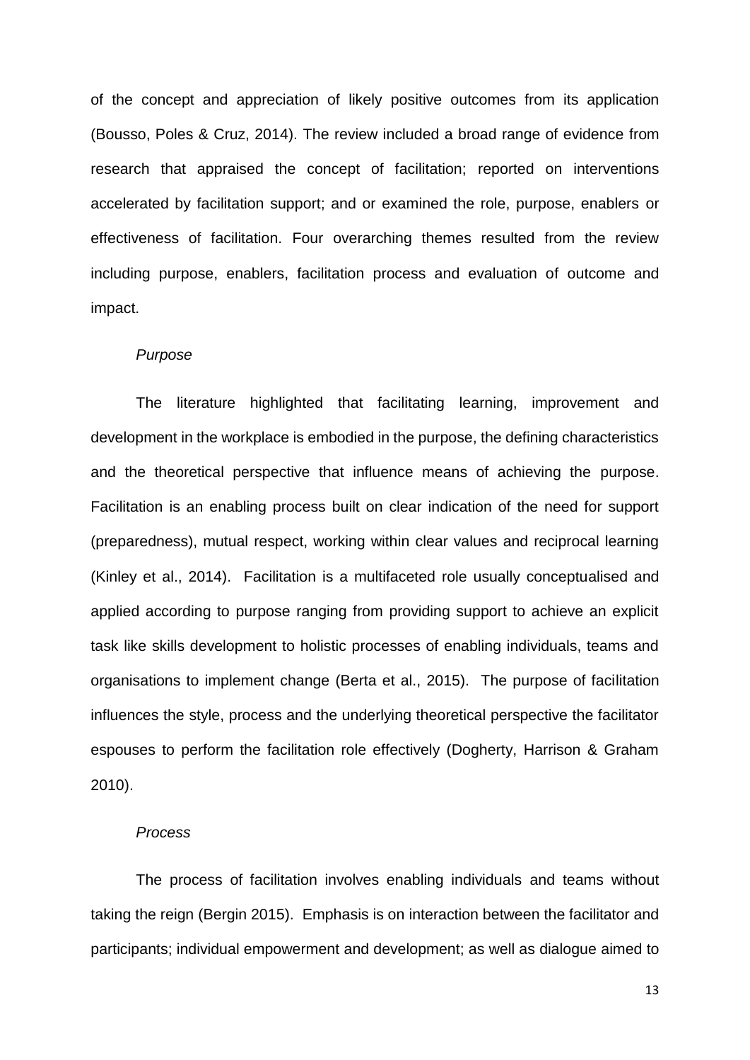of the concept and appreciation of likely positive outcomes from its application (Bousso, Poles & Cruz, 2014). The review included a broad range of evidence from research that appraised the concept of facilitation; reported on interventions accelerated by facilitation support; and or examined the role, purpose, enablers or effectiveness of facilitation. Four overarching themes resulted from the review including purpose, enablers, facilitation process and evaluation of outcome and impact.

*Purpose*

The literature highlighted that facilitating learning, improvement and development in the workplace is embodied in the purpose, the defining characteristics and the theoretical perspective that influence means of achieving the purpose. Facilitation is an enabling process built on clear indication of the need for support (preparedness), mutual respect, working within clear values and reciprocal learning (Kinley et al., 2014). Facilitation is a multifaceted role usually conceptualised and applied according to purpose ranging from providing support to achieve an explicit task like skills development to holistic processes of enabling individuals, teams and organisations to implement change (Berta et al., 2015). The purpose of facilitation influences the style, process and the underlying theoretical perspective the facilitator espouses to perform the facilitation role effectively (Dogherty, Harrison & Graham 2010).

*Process*

The process of facilitation involves enabling individuals and teams without taking the reign (Bergin 2015). Emphasis is on interaction between the facilitator and participants; individual empowerment and development; as well as dialogue aimed to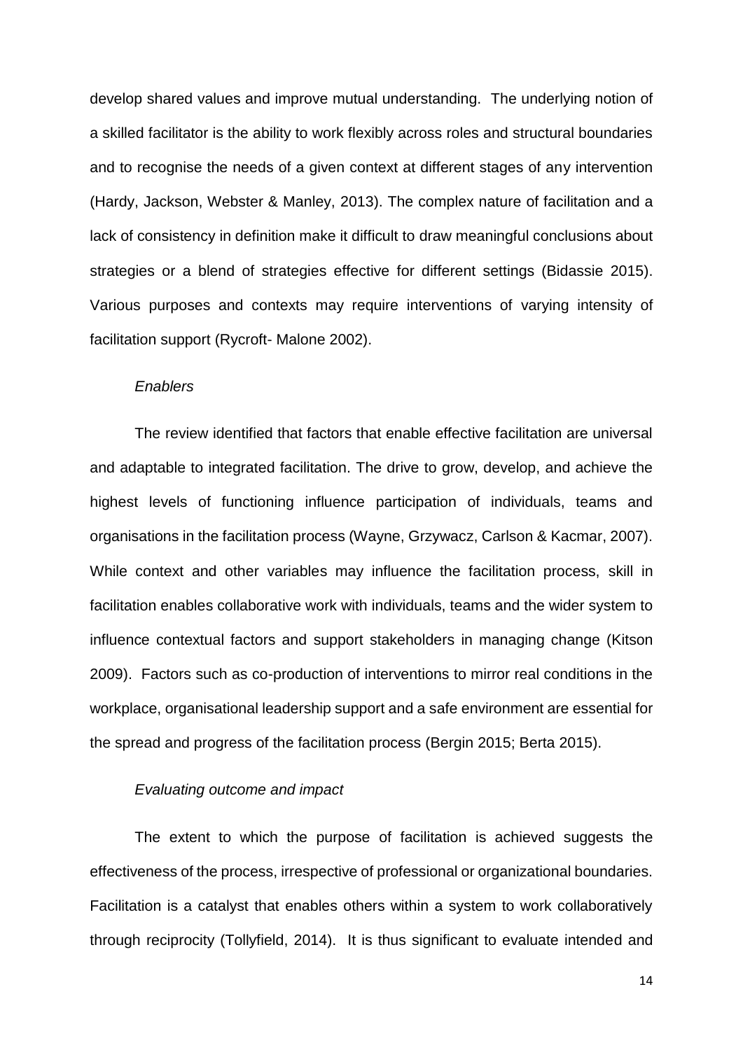develop shared values and improve mutual understanding. The underlying notion of a skilled facilitator is the ability to work flexibly across roles and structural boundaries and to recognise the needs of a given context at different stages of any intervention (Hardy, Jackson, Webster & Manley, 2013). The complex nature of facilitation and a lack of consistency in definition make it difficult to draw meaningful conclusions about strategies or a blend of strategies effective for different settings (Bidassie 2015). Various purposes and contexts may require interventions of varying intensity of facilitation support (Rycroft- Malone 2002).

*Enablers*

The review identified that factors that enable effective facilitation are universal and adaptable to integrated facilitation. The drive to grow, develop, and achieve the highest levels of functioning influence participation of individuals, teams and organisations in the facilitation process (Wayne, Grzywacz, Carlson & Kacmar, 2007). While context and other variables may influence the facilitation process, skill in facilitation enables collaborative work with individuals, teams and the wider system to influence contextual factors and support stakeholders in managing change (Kitson 2009). Factors such as co-production of interventions to mirror real conditions in the workplace, organisational leadership support and a safe environment are essential for the spread and progress of the facilitation process (Bergin 2015; Berta 2015).

*Evaluating outcome and impact*

The extent to which the purpose of facilitation is achieved suggests the effectiveness of the process, irrespective of professional or organizational boundaries. Facilitation is a catalyst that enables others within a system to work collaboratively through reciprocity (Tollyfield, 2014). It is thus significant to evaluate intended and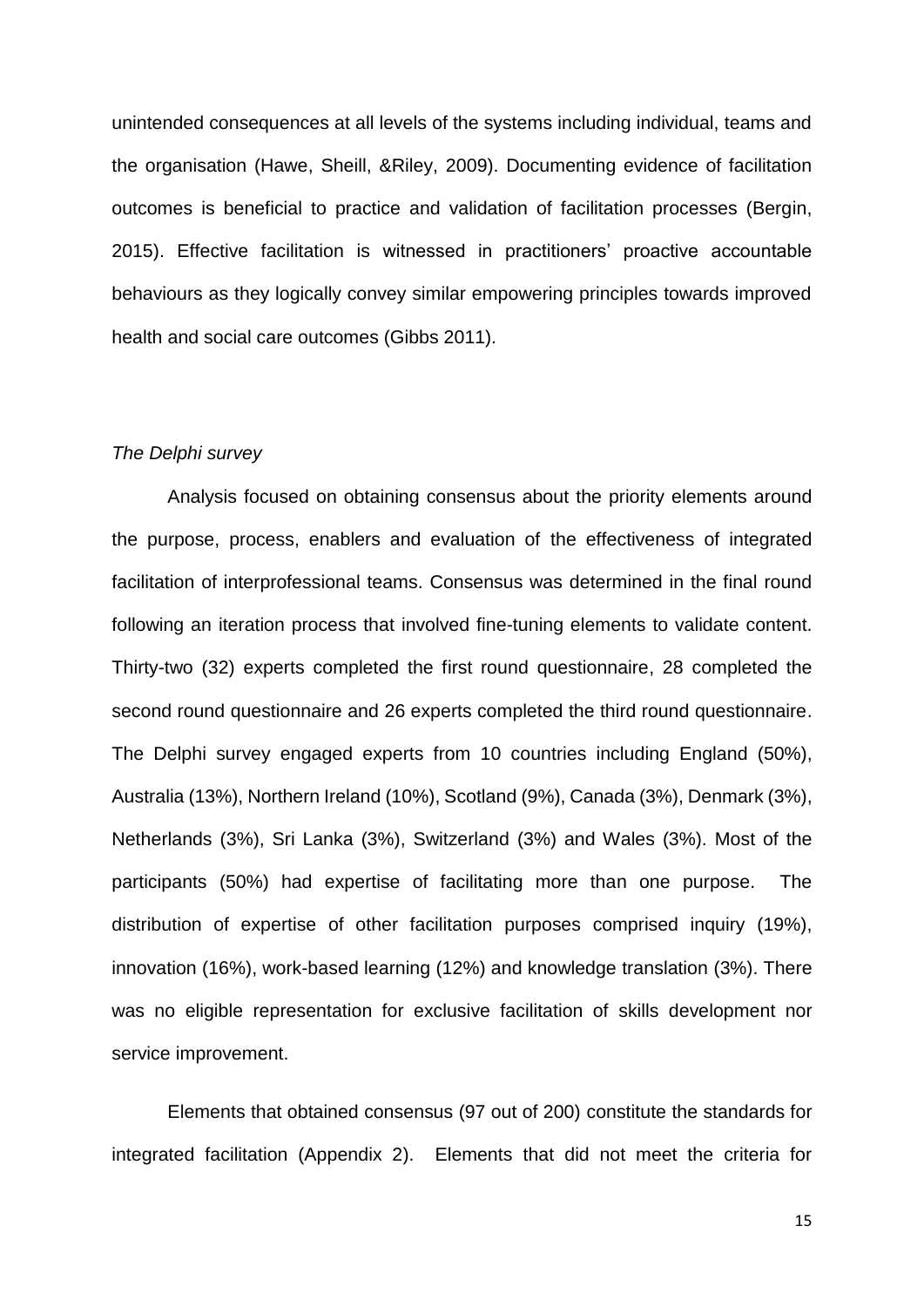unintended consequences at all levels of the systems including individual, teams and the organisation (Hawe, Sheill, &Riley, 2009). Documenting evidence of facilitation outcomes is beneficial to practice and validation of facilitation processes (Bergin, 2015). Effective facilitation is witnessed in practitioners' proactive accountable behaviours as they logically convey similar empowering principles towards improved health and social care outcomes (Gibbs 2011).

*The Delphi survey*

Analysis focused on obtaining consensus about the priority elements around the purpose, process, enablers and evaluation of the effectiveness of integrated facilitation of interprofessional teams. Consensus was determined in the final round following an iteration process that involved fine-tuning elements to validate content. Thirty-two (32) experts completed the first round questionnaire, 28 completed the second round questionnaire and 26 experts completed the third round questionnaire. The Delphi survey engaged experts from 10 countries including England (50%), Australia (13%), Northern Ireland (10%), Scotland (9%), Canada (3%), Denmark (3%), Netherlands (3%), Sri Lanka (3%), Switzerland (3%) and Wales (3%). Most of the participants (50%) had expertise of facilitating more than one purpose. The distribution of expertise of other facilitation purposes comprised inquiry (19%), innovation (16%), work-based learning (12%) and knowledge translation (3%). There was no eligible representation for exclusive facilitation of skills development nor service improvement.

Elements that obtained consensus (97 out of 200) constitute the standards for integrated facilitation (Appendix 2). Elements that did not meet the criteria for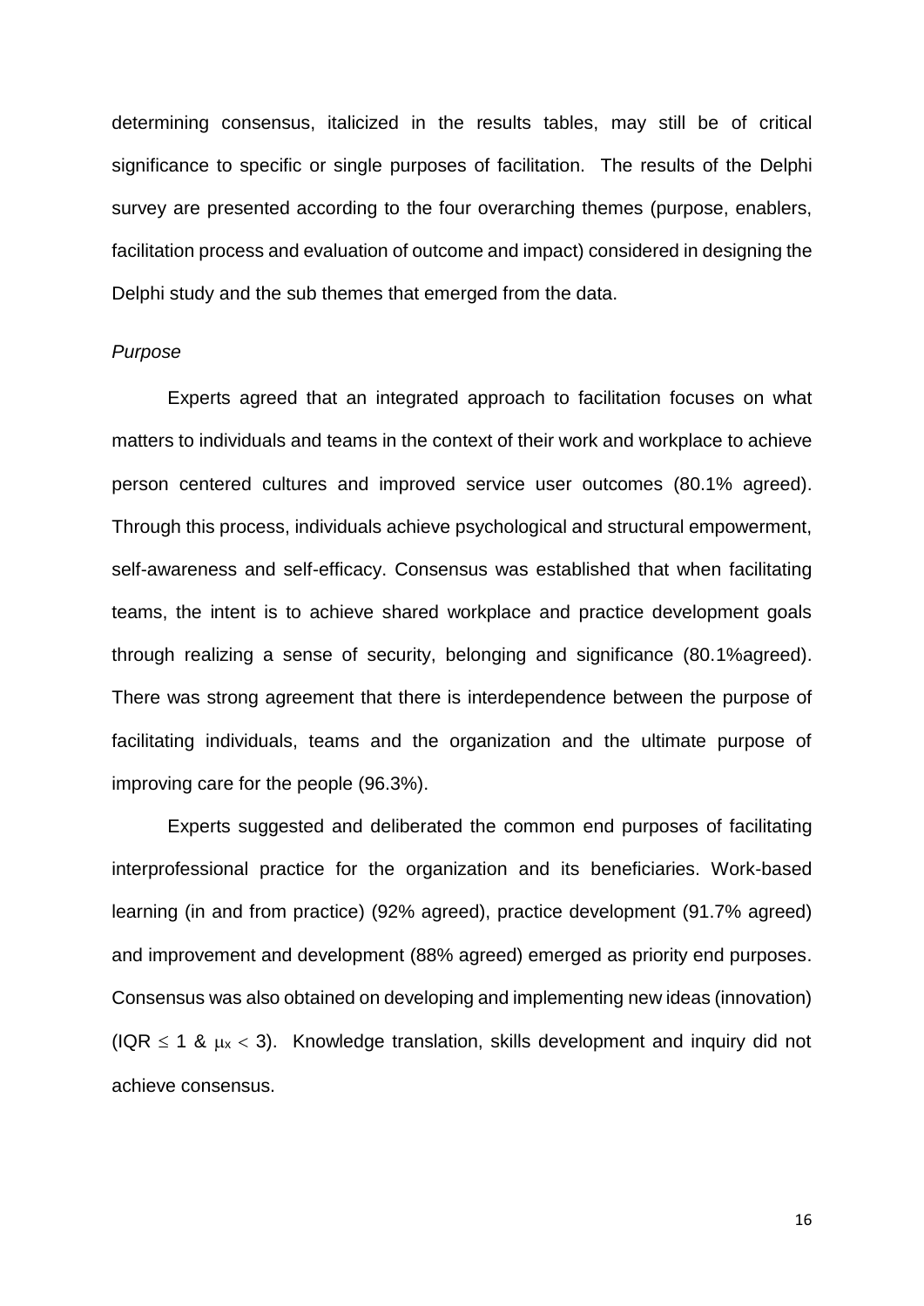determining consensus, italicized in the results tables, may still be of critical significance to specific or single purposes of facilitation. The results of the Delphi survey are presented according to the four overarching themes (purpose, enablers, facilitation process and evaluation of outcome and impact) considered in designing the Delphi study and the sub themes that emerged from the data.

*Purpose*

Experts agreed that an integrated approach to facilitation focuses on what matters to individuals and teams in the context of their work and workplace to achieve person centered cultures and improved service user outcomes (80.1% agreed). Through this process, individuals achieve psychological and structural empowerment, self-awareness and self-efficacy. Consensus was established that when facilitating teams, the intent is to achieve shared workplace and practice development goals through realizing a sense of security, belonging and significance (80.1%agreed). There was strong agreement that there is interdependence between the purpose of facilitating individuals, teams and the organization and the ultimate purpose of improving care for the people (96.3%).

Experts suggested and deliberated the common end purposes of facilitating interprofessional practice for the organization and its beneficiaries. Work-based learning (in and from practice) (92% agreed), practice development (91.7% agreed) and improvement and development (88% agreed) emerged as priority end purposes. Consensus was also obtained on developing and implementing new ideas (innovation) (IQR $\leq$ 1 & $\mu_x < 3$). Knowledge translation, skills development and inquiry did not achieve consensus.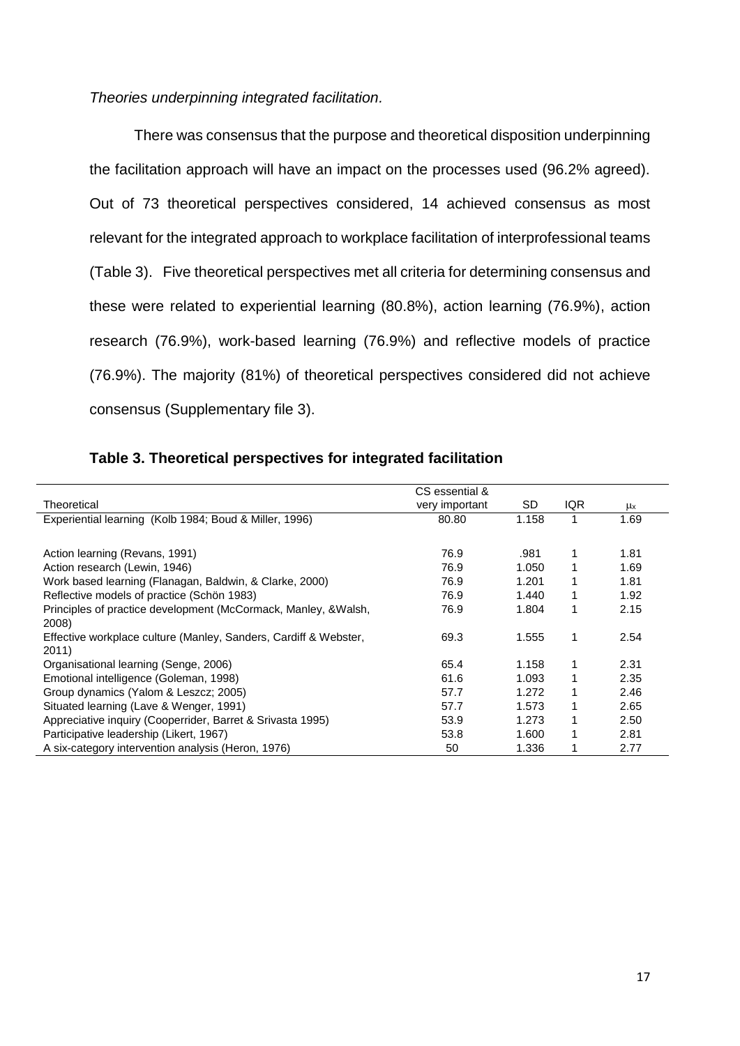*Theories underpinning integrated facilitation.*

There was consensus that the purpose and theoretical disposition underpinning the facilitation approach will have an impact on the processes used (96.2% agreed). Out of 73 theoretical perspectives considered, 14 achieved consensus as most relevant for the integrated approach to workplace facilitation of interprofessional teams (Table 3). Five theoretical perspectives met all criteria for determining consensus and these were related to experiential learning (80.8%), action learning (76.9%), action research (76.9%), work-based learning (76.9%) and reflective models of practice (76.9%). The majority (81%) of theoretical perspectives considered did not achieve consensus (Supplementary file 3).

**Table 3. Theoretical perspectives for integrated facilitation**

| Theoretical | CS essential & very important | SD | IQR | $\mu_x$ |
|---|---|---|---|---|
| Experiential learning (Kolb 1984; Boud & Miller, 1996) | 80.80 | 1.158 | 1 | 1.69 |
| Action learning (Revans, 1991) | 76.9 | .981 | 1 | 1.81 |
| Action research (Lewin, 1946) | 76.9 | 1.050 | 1 | 1.69 |
| Work based learning (Flanagan, Baldwin, & Clarke, 2000) | 76.9 | 1.201 | 1 | 1.81 |
| Reflective models of practice (Schön 1983) | 76.9 | 1.440 | 1 | 1.92 |
| Principles of practice development (McCormack, Manley, &Walsh, 2008) | 76.9 | 1.804 | 1 | 2.15 |
| Effective workplace culture (Manley, Sanders, Cardiff & Webster, 2011) | 69.3 | 1.555 | 1 | 2.54 |
| Organisational learning (Senge, 2006) | 65.4 | 1.158 | 1 | 2.31 |
| Emotional intelligence (Goleman, 1998) | 61.6 | 1.093 | 1 | 2.35 |
| Group dynamics (Yalom & Leszcz; 2005) | 57.7 | 1.272 | 1 | 2.46 |
| Situated learning (Lave & Wenger, 1991) | 57.7 | 1.573 | 1 | 2.65 |
| Appreciative inquiry (Cooperrider, Barret & Srivasta 1995) | 53.9 | 1.273 | 1 | 2.50 |
| Participative leadership (Likert, 1967) | 53.8 | 1.600 | 1 | 2.81 |
| A six-category intervention analysis (Heron, 1976) | 50 | 1.336 | 1 | 2.77 |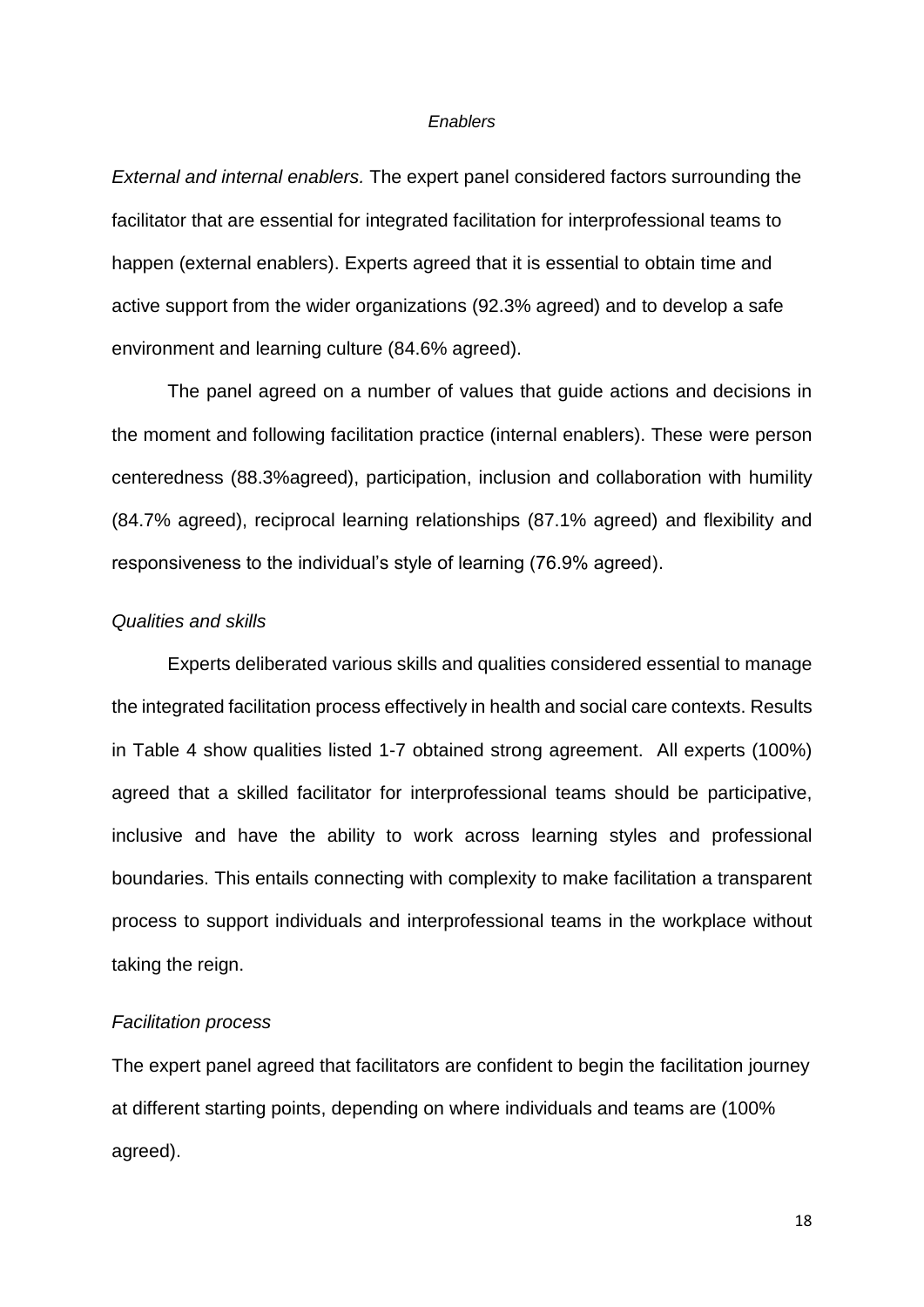*Enablers*

*External and internal enablers.* The expert panel considered factors surrounding the facilitator that are essential for integrated facilitation for interprofessional teams to happen (external enablers). Experts agreed that it is essential to obtain time and active support from the wider organizations (92.3% agreed) and to develop a safe environment and learning culture (84.6% agreed).

The panel agreed on a number of values that guide actions and decisions in the moment and following facilitation practice (internal enablers). These were person centeredness (88.3%agreed), participation, inclusion and collaboration with humility (84.7% agreed), reciprocal learning relationships (87.1% agreed) and flexibility and responsiveness to the individual's style of learning (76.9% agreed).

*Qualities and skills*

Experts deliberated various skills and qualities considered essential to manage the integrated facilitation process effectively in health and social care contexts. Results in Table 4 show qualities listed 1-7 obtained strong agreement. All experts (100%) agreed that a skilled facilitator for interprofessional teams should be participative, inclusive and have the ability to work across learning styles and professional boundaries. This entails connecting with complexity to make facilitation a transparent process to support individuals and interprofessional teams in the workplace without taking the reign.

*Facilitation process*

The expert panel agreed that facilitators are confident to begin the facilitation journey at different starting points, depending on where individuals and teams are (100% agreed).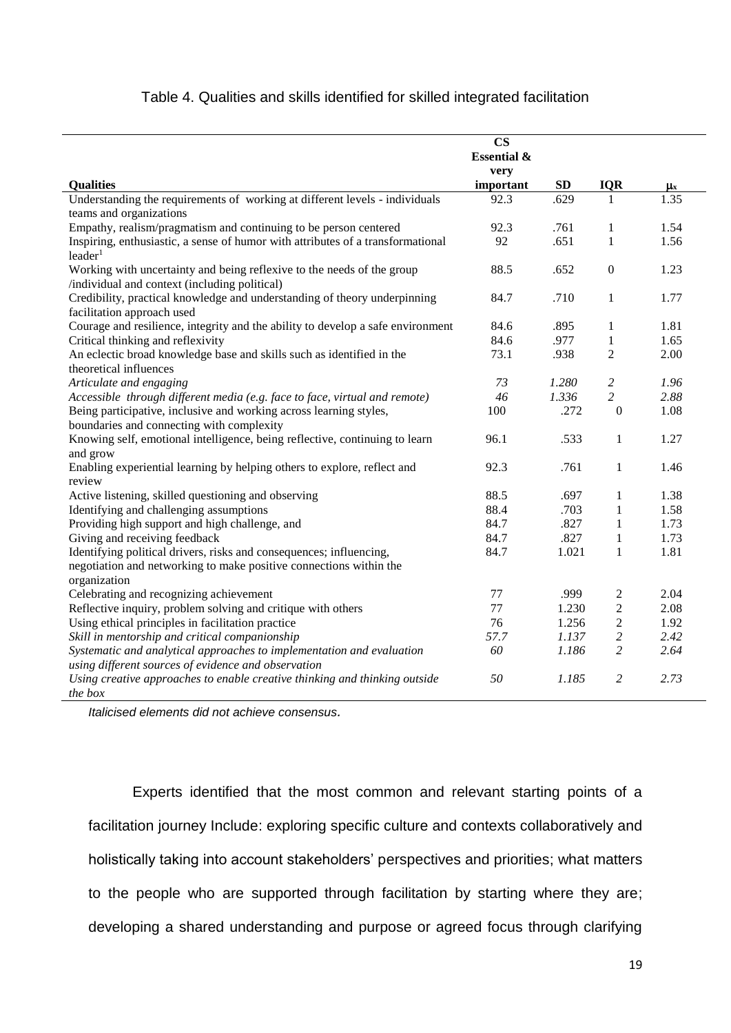Table 4. Qualities and skills identified for skilled integrated facilitation

| Qualities | CS Essential & very important | SD | IQR | $\mu_x$ |
|---|---|---|---|---|
| Understanding the requirements of working at different levels - individuals teams and organizations | 92.3 | .629 | 1 | 1.35 |
| Empathy, realism/pragmatism and continuing to be person centered | 92.3 | .761 | 1 | 1.54 |
| Inspiring, enthusiastic, a sense of humor with attributes of a transformational leader[1] | 92 | .651 | 1 | 1.56 |
| Working with uncertainty and being reflexive to the needs of the group /individual and context (including political) | 88.5 | .652 | 0 | 1.23 |
| Credibility, practical knowledge and understanding of theory underpinning facilitation approach used | 84.7 | .710 | 1 | 1.77 |
| Courage and resilience, integrity and the ability to develop a safe environment | 84.6 | .895 | 1 | 1.81 |
| Critical thinking and reflexivity | 84.6 | .977 | 1 | 1.65 |
| An eclectic broad knowledge base and skills such as identified in the theoretical influences | 73.1 | .938 | 2 | 2.00 |
| *Articulate and engaging* | *73* | *1.280* | *2* | *1.96* |
| *Accessible through different media (e.g. face to face, virtual and remote)* | *46* | *1.336* | *2* | *2.88* |
| Being participative, inclusive and working across learning styles, boundaries and connecting with complexity | 100 | .272 | 0 | 1.08 |
| Knowing self, emotional intelligence, being reflective, continuing to learn and grow | 96.1 | .533 | 1 | 1.27 |
| Enabling experiential learning by helping others to explore, reflect and review | 92.3 | .761 | 1 | 1.46 |
| Active listening, skilled questioning and observing | 88.5 | .697 | 1 | 1.38 |
| Identifying and challenging assumptions | 88.4 | .703 | 1 | 1.58 |
| Providing high support and high challenge, and | 84.7 | .827 | 1 | 1.73 |
| Giving and receiving feedback | 84.7 | .827 | 1 | 1.73 |
| Identifying political drivers, risks and consequences; influencing, negotiation and networking to make positive connections within the organization | 84.7 | 1.021 | 1 | 1.81 |
| Celebrating and recognizing achievement | 77 | .999 | 2 | 2.04 |
| Reflective inquiry, problem solving and critique with others | 77 | 1.230 | 2 | 2.08 |
| Using ethical principles in facilitation practice | 76 | 1.256 | 2 | 1.92 |
| *Skill in mentorship and critical companionship* | *57.7* | *1.137* | *2* | *2.42* |
| *Systematic and analytical approaches to implementation and evaluation using different sources of evidence and observation* | *60* | *1.186* | *2* | *2.64* |
| *Using creative approaches to enable creative thinking and thinking outside the box* | *50* | *1.185* | *2* | *2.73* |

*Italicised elements did not achieve consensus.*

Experts identified that the most common and relevant starting points of a facilitation journey Include: exploring specific culture and contexts collaboratively and holistically taking into account stakeholders' perspectives and priorities; what matters to the people who are supported through facilitation by starting where they are; developing a shared understanding and purpose or agreed focus through clarifying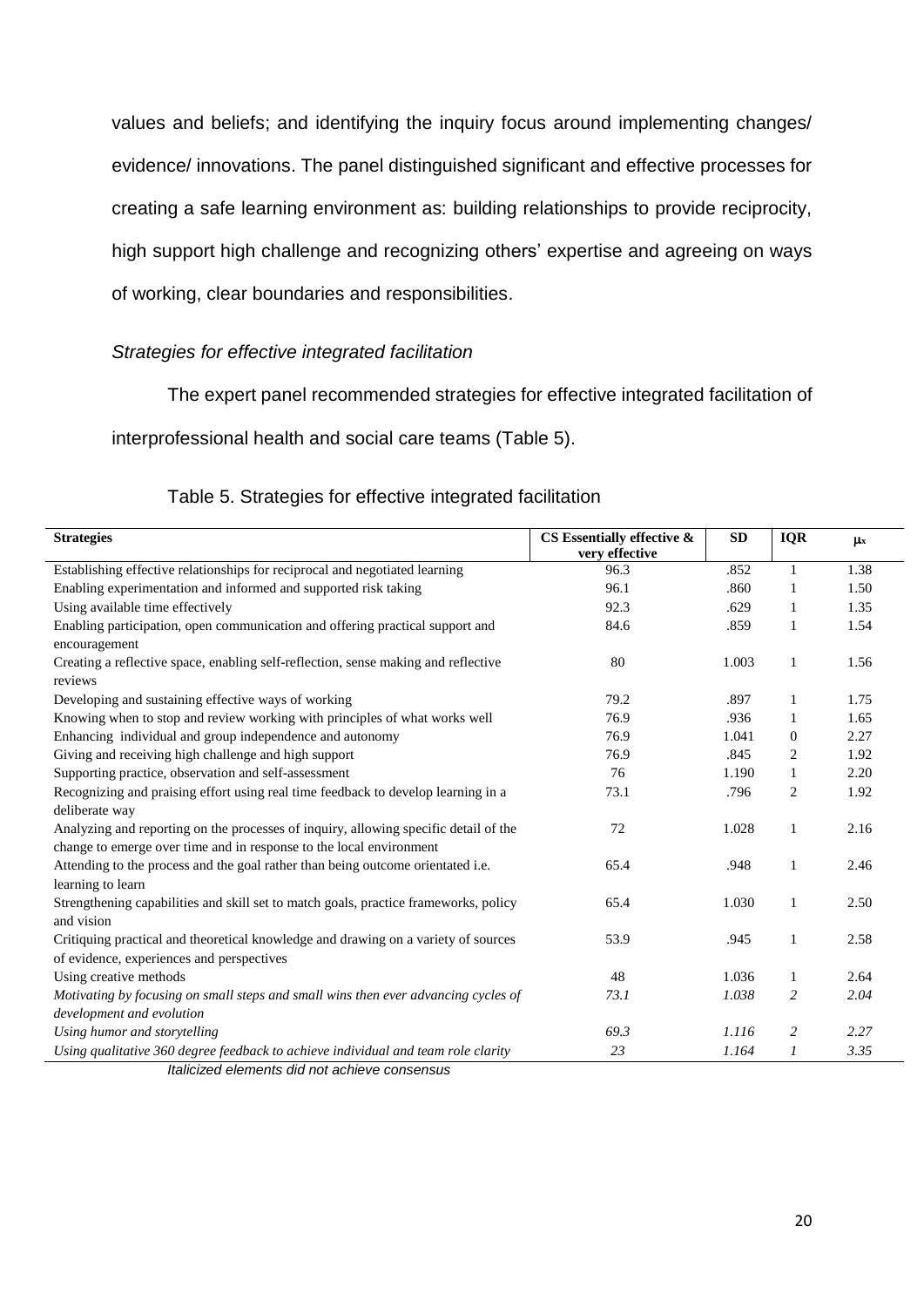values and beliefs; and identifying the inquiry focus around implementing changes/ evidence/ innovations. The panel distinguished significant and effective processes for creating a safe learning environment as: building relationships to provide reciprocity, high support high challenge and recognizing others' expertise and agreeing on ways of working, clear boundaries and responsibilities.

### *Strategies for effective integrated facilitation*

The expert panel recommended strategies for effective integrated facilitation of interprofessional health and social care teams (Table 5).

Table 5. Strategies for effective integrated facilitation

| **Strategies** | **CS Essentially effective & very effective** | **SD** | **IQR** | $\mu_x$ |
|---|---|---|---|---|
| Establishing effective relationships for reciprocal and negotiated learning | 96.3 | .852 | 1 | 1.38 |
| Enabling experimentation and informed and supported risk taking | 96.1 | .860 | 1 | 1.50 |
| Using available time effectively | 92.3 | .629 | 1 | 1.35 |
| Enabling participation, open communication and offering practical support and encouragement | 84.6 | .859 | 1 | 1.54 |
| Creating a reflective space, enabling self-reflection, sense making and reflective reviews | 80 | 1.003 | 1 | 1.56 |
| Developing and sustaining effective ways of working | 79.2 | .897 | 1 | 1.75 |
| Knowing when to stop and review working with principles of what works well | 76.9 | .936 | 1 | 1.65 |
| Enhancing individual and group independence and autonomy | 76.9 | 1.041 | 0 | 2.27 |
| Giving and receiving high challenge and high support | 76.9 | .845 | 2 | 1.92 |
| Supporting practice, observation and self-assessment | 76 | 1.190 | 1 | 2.20 |
| Recognizing and praising effort using real time feedback to develop learning in a deliberate way | 73.1 | .796 | 2 | 1.92 |
| Analyzing and reporting on the processes of inquiry, allowing specific detail of the change to emerge over time and in response to the local environment | 72 | 1.028 | 1 | 2.16 |
| Attending to the process and the goal rather than being outcome orientated i.e. learning to learn | 65.4 | .948 | 1 | 2.46 |
| Strengthening capabilities and skill set to match goals, practice frameworks, policy and vision | 65.4 | 1.030 | 1 | 2.50 |
| Critiquing practical and theoretical knowledge and drawing on a variety of sources of evidence, experiences and perspectives | 53.9 | .945 | 1 | 2.58 |
| Using creative methods | 48 | 1.036 | 1 | 2.64 |
| *Motivating by focusing on small steps and small wins then ever advancing cycles of development and evolution* | *73.1* | *1.038* | *2* | *2.04* |
| *Using humor and storytelling* | *69.3* | *1.116* | *2* | *2.27* |
| *Using qualitative 360 degree feedback to achieve individual and team role clarity* | *23* | *1.164* | *1* | *3.35* |

*Italicized elements did not achieve consensus*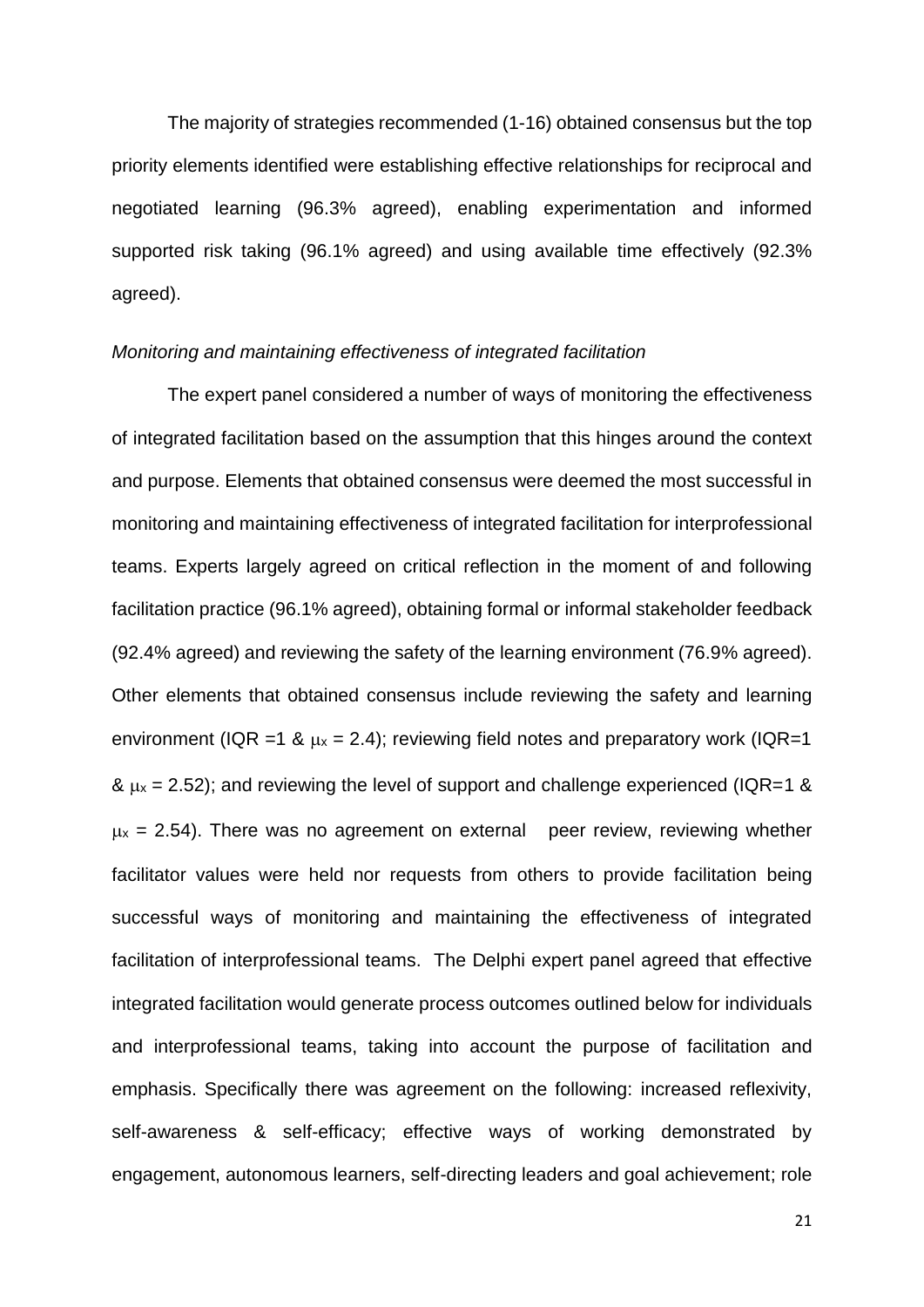The majority of strategies recommended (1-16) obtained consensus but the top priority elements identified were establishing effective relationships for reciprocal and negotiated learning (96.3% agreed), enabling experimentation and informed supported risk taking (96.1% agreed) and using available time effectively (92.3% agreed).

*Monitoring and maintaining effectiveness of integrated facilitation*

The expert panel considered a number of ways of monitoring the effectiveness of integrated facilitation based on the assumption that this hinges around the context and purpose. Elements that obtained consensus were deemed the most successful in monitoring and maintaining effectiveness of integrated facilitation for interprofessional teams. Experts largely agreed on critical reflection in the moment of and following facilitation practice (96.1% agreed), obtaining formal or informal stakeholder feedback (92.4% agreed) and reviewing the safety of the learning environment (76.9% agreed). Other elements that obtained consensus include reviewing the safety and learning environment (IQR =1 & $\mu_x = 2.4$); reviewing field notes and preparatory work (IQR=1 & $\mu_x = 2.52$); and reviewing the level of support and challenge experienced (IQR=1 & $\mu_x = 2.54$). There was no agreement on external peer review, reviewing whether facilitator values were held nor requests from others to provide facilitation being successful ways of monitoring and maintaining the effectiveness of integrated facilitation of interprofessional teams. The Delphi expert panel agreed that effective integrated facilitation would generate process outcomes outlined below for individuals and interprofessional teams, taking into account the purpose of facilitation and emphasis. Specifically there was agreement on the following: increased reflexivity, self-awareness & self-efficacy; effective ways of working demonstrated by engagement, autonomous learners, self-directing leaders and goal achievement; role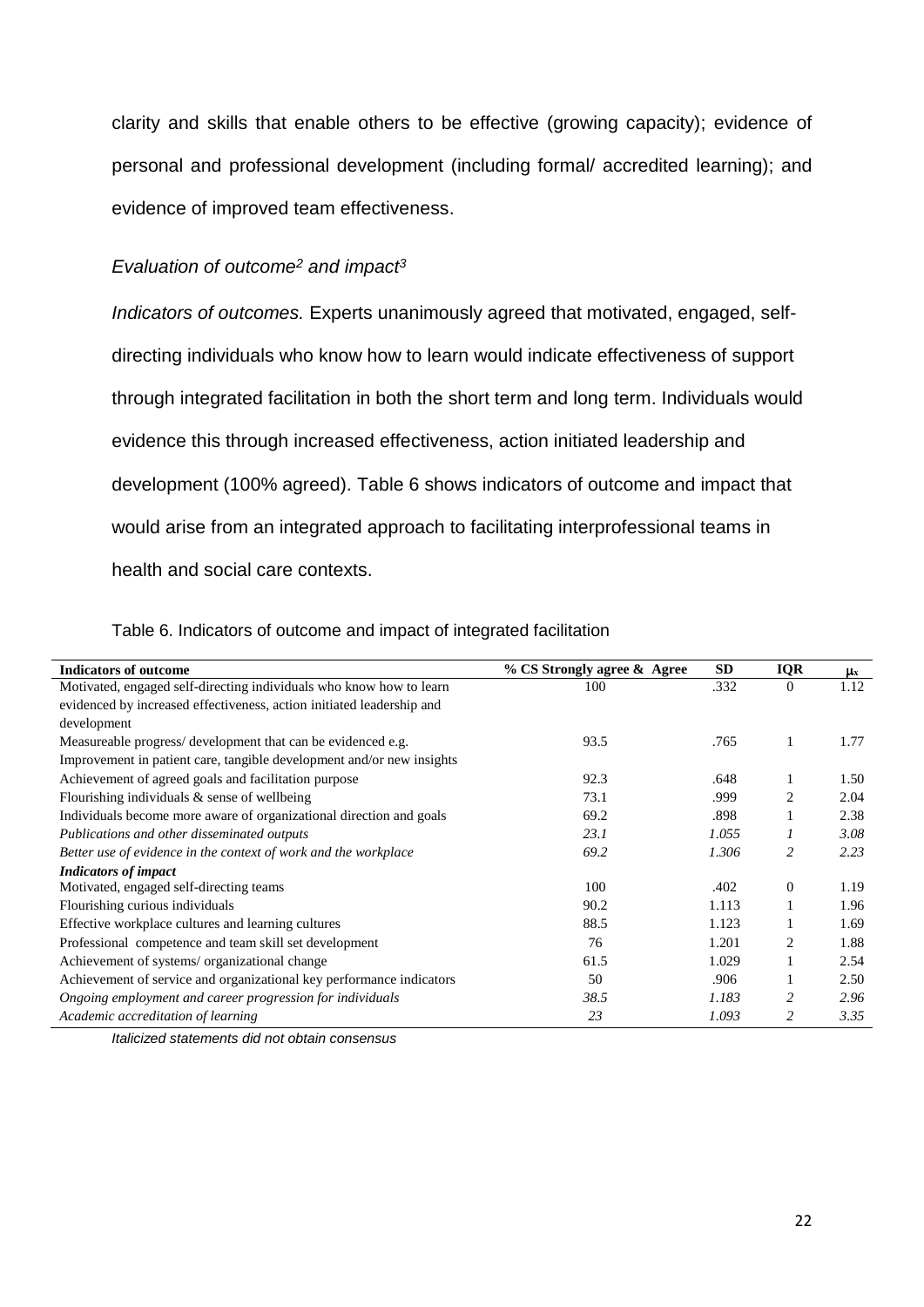clarity and skills that enable others to be effective (growing capacity); evidence of personal and professional development (including formal/ accredited learning); and evidence of improved team effectiveness.

*Evaluation of outcome[2] and impact[3]*

*Indicators of outcomes.* Experts unanimously agreed that motivated, engaged, self-directing individuals who know how to learn would indicate effectiveness of support through integrated facilitation in both the short term and long term. Individuals would evidence this through increased effectiveness, action initiated leadership and development (100% agreed). Table 6 shows indicators of outcome and impact that would arise from an integrated approach to facilitating interprofessional teams in health and social care contexts.

Table 6. Indicators of outcome and impact of integrated facilitation

| **Indicators of outcome** | **% CS Strongly agree & Agree** | **SD** | **IQR** | $\mu_x$ |
|---|---|---|---|---|
| Motivated, engaged self-directing individuals who know how to learn evidenced by increased effectiveness, action initiated leadership and development | 100 | .332 | 0 | 1.12 |
| Measureable progress/ development that can be evidenced e.g. Improvement in patient care, tangible development and/or new insights | 93.5 | .765 | 1 | 1.77 |
| Achievement of agreed goals and facilitation purpose | 92.3 | .648 | 1 | 1.50 |
| Flourishing individuals & sense of wellbeing | 73.1 | .999 | 2 | 2.04 |
| Individuals become more aware of organizational direction and goals | 69.2 | .898 | 1 | 2.38 |
| *Publications and other disseminated outputs* | *23.1* | *1.055* | *1* | *3.08* |
| *Better use of evidence in the context of work and the workplace* | *69.2* | *1.306* | *2* | *2.23* |
| ***Indicators of impact*** | | | | |
| Motivated, engaged self-directing teams | 100 | .402 | 0 | 1.19 |
| Flourishing curious individuals | 90.2 | 1.113 | 1 | 1.96 |
| Effective workplace cultures and learning cultures | 88.5 | 1.123 | 1 | 1.69 |
| Professional competence and team skill set development | 76 | 1.201 | 2 | 1.88 |
| Achievement of systems/ organizational change | 61.5 | 1.029 | 1 | 2.54 |
| Achievement of service and organizational key performance indicators | 50 | .906 | 1 | 2.50 |
| *Ongoing employment and career progression for individuals* | *38.5* | *1.183* | *2* | *2.96* |
| *Academic accreditation of learning* | *23* | *1.093* | *2* | *3.35* |

*Italicized statements did not obtain consensus*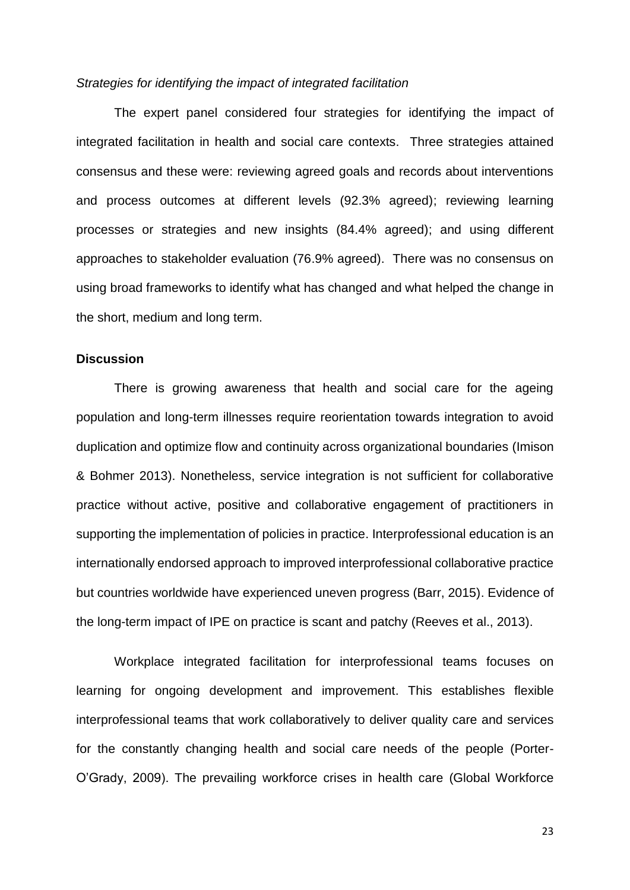*Strategies for identifying the impact of integrated facilitation*

The expert panel considered four strategies for identifying the impact of integrated facilitation in health and social care contexts. Three strategies attained consensus and these were: reviewing agreed goals and records about interventions and process outcomes at different levels (92.3% agreed); reviewing learning processes or strategies and new insights (84.4% agreed); and using different approaches to stakeholder evaluation (76.9% agreed). There was no consensus on using broad frameworks to identify what has changed and what helped the change in the short, medium and long term.

## Discussion

There is growing awareness that health and social care for the ageing population and long-term illnesses require reorientation towards integration to avoid duplication and optimize flow and continuity across organizational boundaries (Imison & Bohmer 2013). Nonetheless, service integration is not sufficient for collaborative practice without active, positive and collaborative engagement of practitioners in supporting the implementation of policies in practice. Interprofessional education is an internationally endorsed approach to improved interprofessional collaborative practice but countries worldwide have experienced uneven progress (Barr, 2015). Evidence of the long-term impact of IPE on practice is scant and patchy (Reeves et al., 2013).

Workplace integrated facilitation for interprofessional teams focuses on learning for ongoing development and improvement. This establishes flexible interprofessional teams that work collaboratively to deliver quality care and services for the constantly changing health and social care needs of the people (Porter-O'Grady, 2009). The prevailing workforce crises in health care (Global Workforce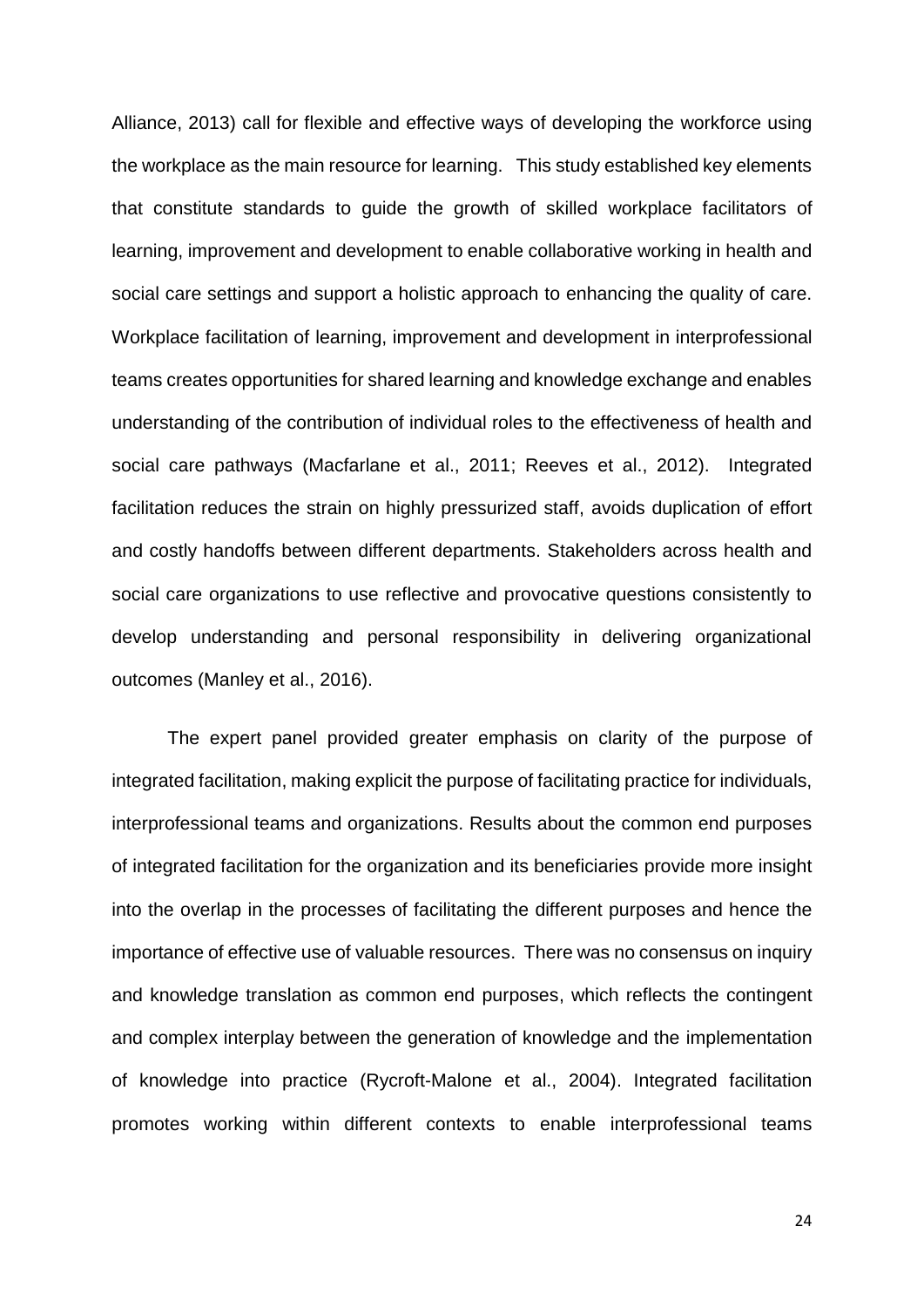Alliance, 2013) call for flexible and effective ways of developing the workforce using the workplace as the main resource for learning. This study established key elements that constitute standards to guide the growth of skilled workplace facilitators of learning, improvement and development to enable collaborative working in health and social care settings and support a holistic approach to enhancing the quality of care. Workplace facilitation of learning, improvement and development in interprofessional teams creates opportunities for shared learning and knowledge exchange and enables understanding of the contribution of individual roles to the effectiveness of health and social care pathways (Macfarlane et al., 2011; Reeves et al., 2012). Integrated facilitation reduces the strain on highly pressurized staff, avoids duplication of effort and costly handoffs between different departments. Stakeholders across health and social care organizations to use reflective and provocative questions consistently to develop understanding and personal responsibility in delivering organizational outcomes (Manley et al., 2016).

The expert panel provided greater emphasis on clarity of the purpose of integrated facilitation, making explicit the purpose of facilitating practice for individuals, interprofessional teams and organizations. Results about the common end purposes of integrated facilitation for the organization and its beneficiaries provide more insight into the overlap in the processes of facilitating the different purposes and hence the importance of effective use of valuable resources. There was no consensus on inquiry and knowledge translation as common end purposes, which reflects the contingent and complex interplay between the generation of knowledge and the implementation of knowledge into practice (Rycroft-Malone et al., 2004). Integrated facilitation promotes working within different contexts to enable interprofessional teams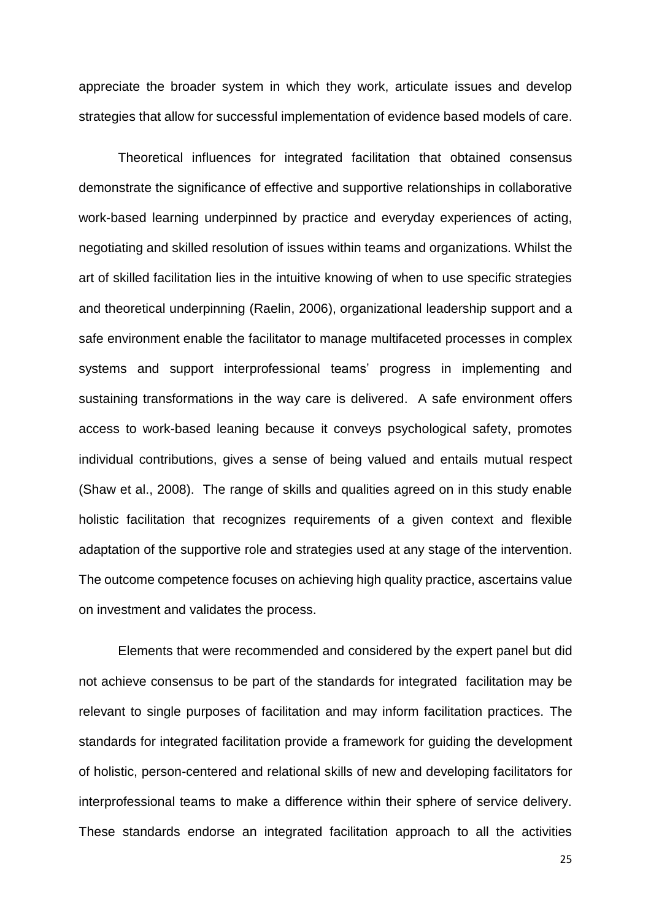appreciate the broader system in which they work, articulate issues and develop strategies that allow for successful implementation of evidence based models of care.

Theoretical influences for integrated facilitation that obtained consensus demonstrate the significance of effective and supportive relationships in collaborative work-based learning underpinned by practice and everyday experiences of acting, negotiating and skilled resolution of issues within teams and organizations. Whilst the art of skilled facilitation lies in the intuitive knowing of when to use specific strategies and theoretical underpinning (Raelin, 2006), organizational leadership support and a safe environment enable the facilitator to manage multifaceted processes in complex systems and support interprofessional teams' progress in implementing and sustaining transformations in the way care is delivered. A safe environment offers access to work-based leaning because it conveys psychological safety, promotes individual contributions, gives a sense of being valued and entails mutual respect (Shaw et al., 2008). The range of skills and qualities agreed on in this study enable holistic facilitation that recognizes requirements of a given context and flexible adaptation of the supportive role and strategies used at any stage of the intervention. The outcome competence focuses on achieving high quality practice, ascertains value on investment and validates the process.

Elements that were recommended and considered by the expert panel but did not achieve consensus to be part of the standards for integrated facilitation may be relevant to single purposes of facilitation and may inform facilitation practices. The standards for integrated facilitation provide a framework for guiding the development of holistic, person-centered and relational skills of new and developing facilitators for interprofessional teams to make a difference within their sphere of service delivery. These standards endorse an integrated facilitation approach to all the activities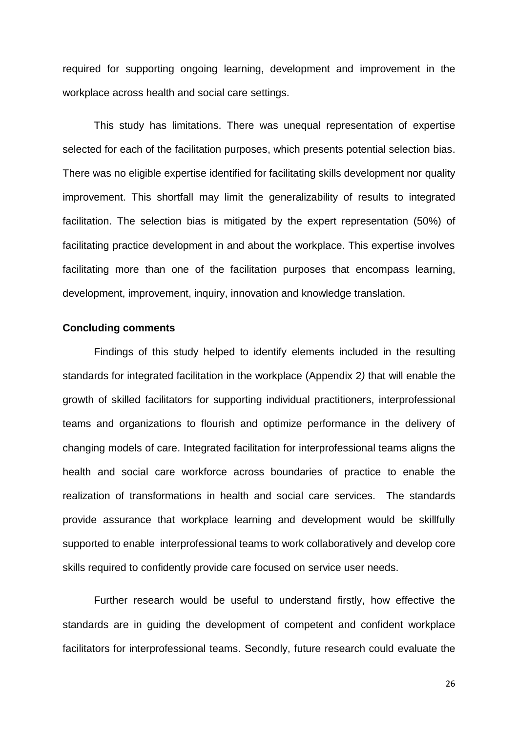required for supporting ongoing learning, development and improvement in the workplace across health and social care settings.

This study has limitations. There was unequal representation of expertise selected for each of the facilitation purposes, which presents potential selection bias. There was no eligible expertise identified for facilitating skills development nor quality improvement. This shortfall may limit the generalizability of results to integrated facilitation. The selection bias is mitigated by the expert representation (50%) of facilitating practice development in and about the workplace. This expertise involves facilitating more than one of the facilitation purposes that encompass learning, development, improvement, inquiry, innovation and knowledge translation.

**Concluding comments**

Findings of this study helped to identify elements included in the resulting standards for integrated facilitation in the workplace (Appendix 2*)* that will enable the growth of skilled facilitators for supporting individual practitioners, interprofessional teams and organizations to flourish and optimize performance in the delivery of changing models of care. Integrated facilitation for interprofessional teams aligns the health and social care workforce across boundaries of practice to enable the realization of transformations in health and social care services. The standards provide assurance that workplace learning and development would be skillfully supported to enable interprofessional teams to work collaboratively and develop core skills required to confidently provide care focused on service user needs.

Further research would be useful to understand firstly, how effective the standards are in guiding the development of competent and confident workplace facilitators for interprofessional teams. Secondly, future research could evaluate the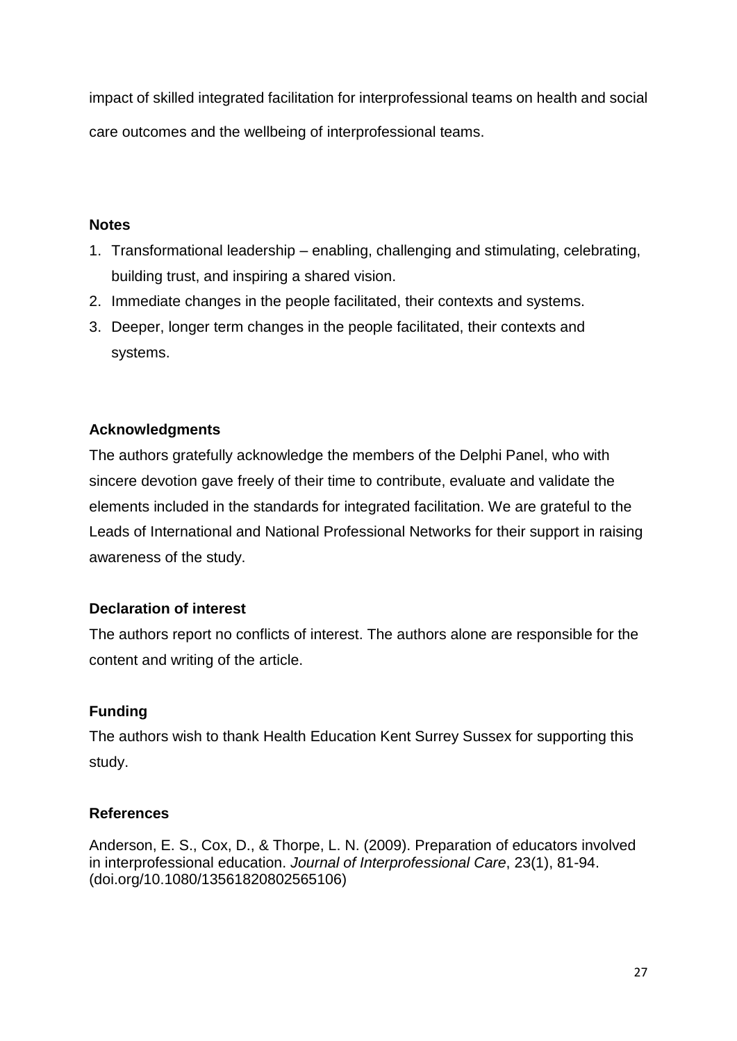impact of skilled integrated facilitation for interprofessional teams on health and social care outcomes and the wellbeing of interprofessional teams.

**Notes**

1. Transformational leadership – enabling, challenging and stimulating, celebrating, building trust, and inspiring a shared vision.
2. Immediate changes in the people facilitated, their contexts and systems.
3. Deeper, longer term changes in the people facilitated, their contexts and systems.

**Acknowledgments**

The authors gratefully acknowledge the members of the Delphi Panel, who with sincere devotion gave freely of their time to contribute, evaluate and validate the elements included in the standards for integrated facilitation. We are grateful to the Leads of International and National Professional Networks for their support in raising awareness of the study.

**Declaration of interest**

The authors report no conflicts of interest. The authors alone are responsible for the content and writing of the article.

**Funding**

The authors wish to thank Health Education Kent Surrey Sussex for supporting this study.

**References**

Anderson, E. S., Cox, D., & Thorpe, L. N. (2009). Preparation of educators involved in interprofessional education. *Journal of Interprofessional Care*, 23(1), 81-94. (doi.org/10.1080/13561820802565106)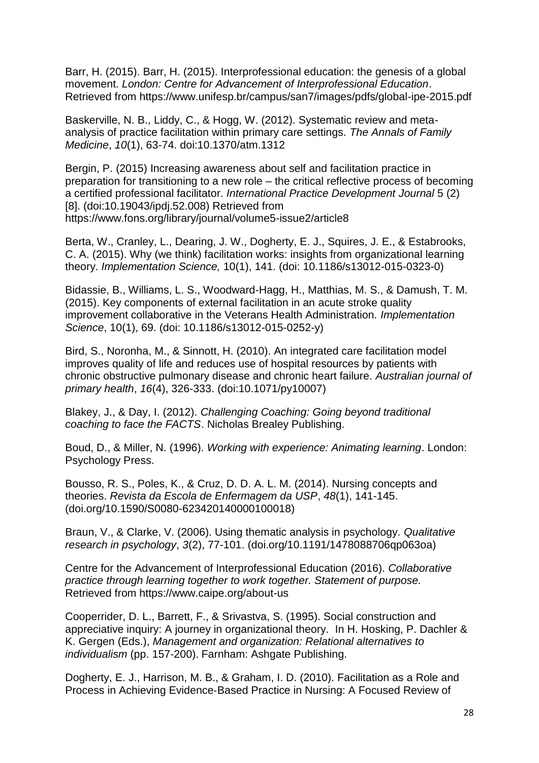Barr, H. (2015). Barr, H. (2015). Interprofessional education: the genesis of a global movement. *London: Centre for Advancement of Interprofessional Education*. Retrieved from https://www.unifesp.br/campus/san7/images/pdfs/global-ipe-2015.pdf

Baskerville, N. B., Liddy, C., & Hogg, W. (2012). Systematic review and meta-analysis of practice facilitation within primary care settings. *The Annals of Family Medicine*, *10*(1), 63-74. doi:10.1370/atm.1312

Bergin, P. (2015) Increasing awareness about self and facilitation practice in preparation for transitioning to a new role – the critical reflective process of becoming a certified professional facilitator. *International Practice Development Journal* 5 (2) [8]. (doi:10.19043/ipdj.52.008) Retrieved from https://www.fons.org/library/journal/volume5-issue2/article8

Berta, W., Cranley, L., Dearing, J. W., Dogherty, E. J., Squires, J. E., & Estabrooks, C. A. (2015). Why (we think) facilitation works: insights from organizational learning theory. *Implementation Science,* 10(1), 141. (doi: 10.1186/s13012-015-0323-0)

Bidassie, B., Williams, L. S., Woodward-Hagg, H., Matthias, M. S., & Damush, T. M. (2015). Key components of external facilitation in an acute stroke quality improvement collaborative in the Veterans Health Administration. *Implementation Science*, 10(1), 69. (doi: 10.1186/s13012-015-0252-y)

Bird, S., Noronha, M., & Sinnott, H. (2010). An integrated care facilitation model improves quality of life and reduces use of hospital resources by patients with chronic obstructive pulmonary disease and chronic heart failure. *Australian journal of primary health*, *16*(4), 326-333. (doi:10.1071/py10007)

Blakey, J., & Day, I. (2012). *Challenging Coaching: Going beyond traditional coaching to face the FACTS*. Nicholas Brealey Publishing.

Boud, D., & Miller, N. (1996). *Working with experience: Animating learning*. London: Psychology Press.

Bousso, R. S., Poles, K., & Cruz, D. D. A. L. M. (2014). Nursing concepts and theories. *Revista da Escola de Enfermagem da USP*, *48*(1), 141-145. (doi.org/10.1590/S0080-623420140000100018)

Braun, V., & Clarke, V. (2006). Using thematic analysis in psychology. *Qualitative research in psychology*, *3*(2), 77-101. (doi.org/10.1191/1478088706qp063oa)

Centre for the Advancement of Interprofessional Education (2016). *Collaborative practice through learning together to work together. Statement of purpose.* Retrieved from https://www.caipe.org/about-us

Cooperrider, D. L., Barrett, F., & Srivastva, S. (1995). Social construction and appreciative inquiry: A journey in organizational theory. In H. Hosking, P. Dachler & K. Gergen (Eds.), *Management and organization: Relational alternatives to individualism* (pp. 157-200). Farnham: Ashgate Publishing.

Dogherty, E. J., Harrison, M. B., & Graham, I. D. (2010). Facilitation as a Role and Process in Achieving Evidence-Based Practice in Nursing: A Focused Review of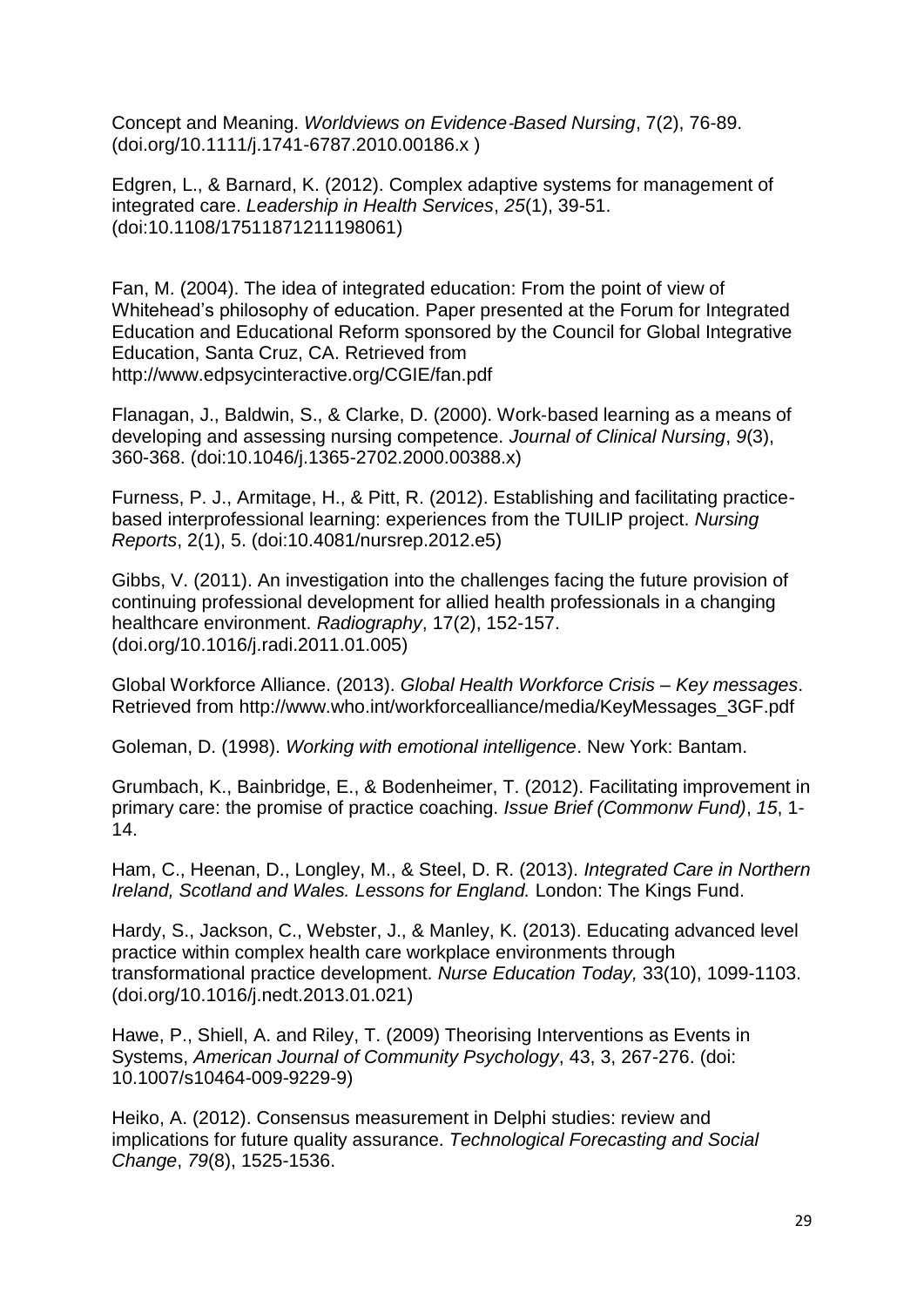Concept and Meaning. *Worldviews on Evidence-Based Nursing*, 7(2), 76-89. (doi.org/10.1111/j.1741-6787.2010.00186.x )

Edgren, L., & Barnard, K. (2012). Complex adaptive systems for management of integrated care. *Leadership in Health Services*, *25*(1), 39-51. (doi:10.1108/17511871211198061)

Fan, M. (2004). The idea of integrated education: From the point of view of Whitehead's philosophy of education. Paper presented at the Forum for Integrated Education and Educational Reform sponsored by the Council for Global Integrative Education, Santa Cruz, CA. Retrieved from http://www.edpsycinteractive.org/CGIE/fan.pdf

Flanagan, J., Baldwin, S., & Clarke, D. (2000). Work-based learning as a means of developing and assessing nursing competence. *Journal of Clinical Nursing*, *9*(3), 360-368. (doi:10.1046/j.1365-2702.2000.00388.x)

Furness, P. J., Armitage, H., & Pitt, R. (2012). Establishing and facilitating practice-based interprofessional learning: experiences from the TUILIP project. *Nursing Reports*, 2(1), 5. (doi:10.4081/nursrep.2012.e5)

Gibbs, V. (2011). An investigation into the challenges facing the future provision of continuing professional development for allied health professionals in a changing healthcare environment. *Radiography*, 17(2), 152-157. (doi.org/10.1016/j.radi.2011.01.005)

Global Workforce Alliance. (2013). *Global Health Workforce Crisis – Key messages*. Retrieved from http://www.who.int/workforcealliance/media/KeyMessages_3GF.pdf

Goleman, D. (1998). *Working with emotional intelligence*. New York: Bantam.

Grumbach, K., Bainbridge, E., & Bodenheimer, T. (2012). Facilitating improvement in primary care: the promise of practice coaching. *Issue Brief (Commonw Fund)*, *15*, 1-14.

Ham, C., Heenan, D., Longley, M., & Steel, D. R. (2013). *Integrated Care in Northern Ireland, Scotland and Wales. Lessons for England.* London: The Kings Fund.

Hardy, S., Jackson, C., Webster, J., & Manley, K. (2013). Educating advanced level practice within complex health care workplace environments through transformational practice development. *Nurse Education Today,* 33(10), 1099-1103. (doi.org/10.1016/j.nedt.2013.01.021)

Hawe, P., Shiell, A. and Riley, T. (2009) Theorising Interventions as Events in Systems, *American Journal of Community Psychology*, 43, 3, 267-276. (doi: 10.1007/s10464-009-9229-9)

Heiko, A. (2012). Consensus measurement in Delphi studies: review and implications for future quality assurance. *Technological Forecasting and Social Change*, *79*(8), 1525-1536.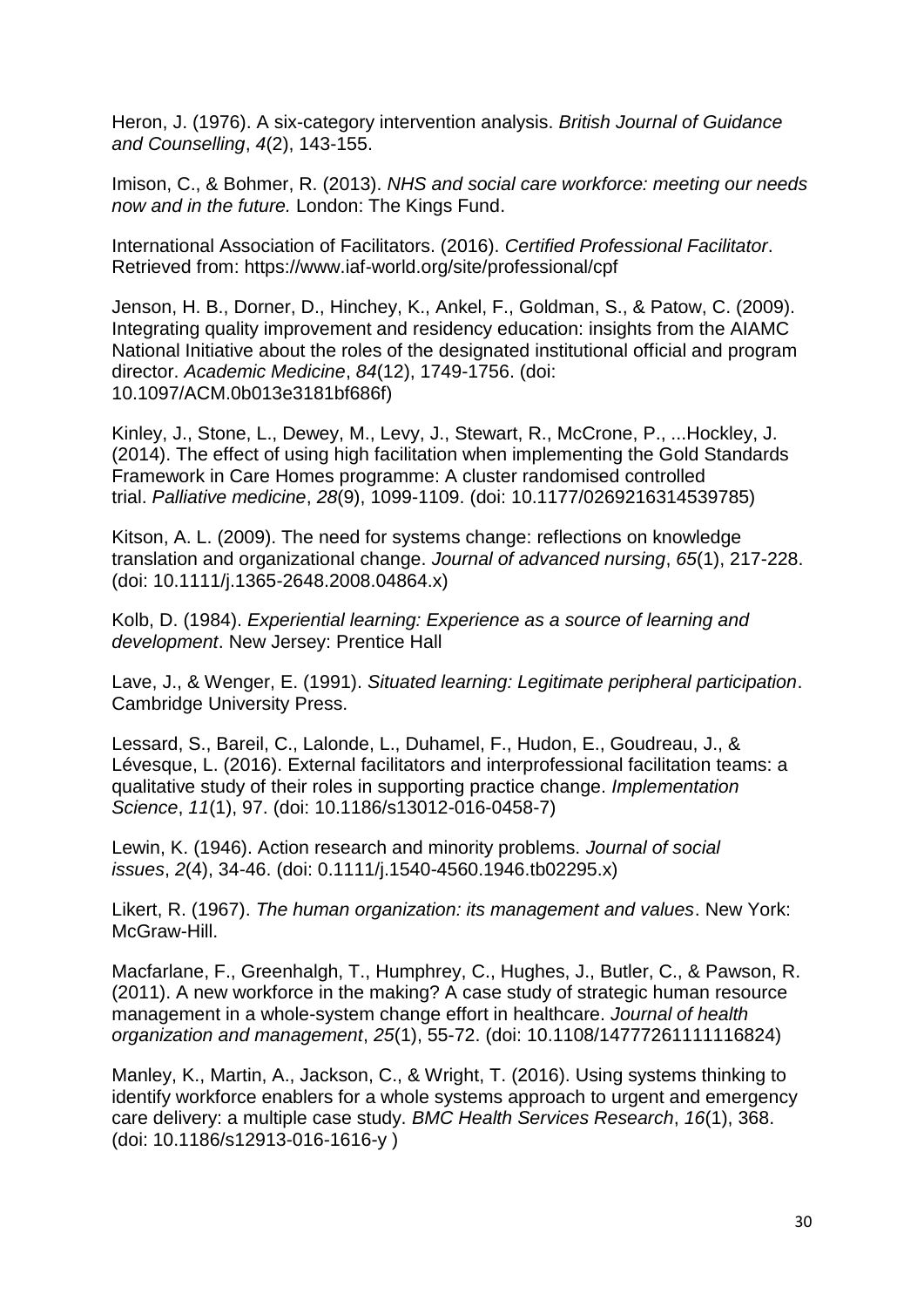Heron, J. (1976). A six-category intervention analysis. *British Journal of Guidance and Counselling*, *4*(2), 143-155.

Imison, C., & Bohmer, R. (2013). *NHS and social care workforce: meeting our needs now and in the future.* London: The Kings Fund.

International Association of Facilitators. (2016). *Certified Professional Facilitator*. Retrieved from: https://www.iaf-world.org/site/professional/cpf

Jenson, H. B., Dorner, D., Hinchey, K., Ankel, F., Goldman, S., & Patow, C. (2009). Integrating quality improvement and residency education: insights from the AIAMC National Initiative about the roles of the designated institutional official and program director. *Academic Medicine*, *84*(12), 1749-1756. (doi: 10.1097/ACM.0b013e3181bf686f)

Kinley, J., Stone, L., Dewey, M., Levy, J., Stewart, R., McCrone, P., ...Hockley, J. (2014). The effect of using high facilitation when implementing the Gold Standards Framework in Care Homes programme: A cluster randomised controlled trial. *Palliative medicine*, *28*(9), 1099-1109. (doi: 10.1177/0269216314539785)

Kitson, A. L. (2009). The need for systems change: reflections on knowledge translation and organizational change. *Journal of advanced nursing*, *65*(1), 217-228. (doi: 10.1111/j.1365-2648.2008.04864.x)

Kolb, D. (1984). *Experiential learning: Experience as a source of learning and development*. New Jersey: Prentice Hall

Lave, J., & Wenger, E. (1991). *Situated learning: Legitimate peripheral participation*. Cambridge University Press.

Lessard, S., Bareil, C., Lalonde, L., Duhamel, F., Hudon, E., Goudreau, J., & Lévesque, L. (2016). External facilitators and interprofessional facilitation teams: a qualitative study of their roles in supporting practice change. *Implementation Science*, *11*(1), 97. (doi: 10.1186/s13012-016-0458-7)

Lewin, K. (1946). Action research and minority problems. *Journal of social issues*, *2*(4), 34-46. (doi: 0.1111/j.1540-4560.1946.tb02295.x)

Likert, R. (1967). *The human organization: its management and values*. New York: McGraw-Hill.

Macfarlane, F., Greenhalgh, T., Humphrey, C., Hughes, J., Butler, C., & Pawson, R. (2011). A new workforce in the making? A case study of strategic human resource management in a whole-system change effort in healthcare. *Journal of health organization and management*, *25*(1), 55-72. (doi: 10.1108/14777261111116824)

Manley, K., Martin, A., Jackson, C., & Wright, T. (2016). Using systems thinking to identify workforce enablers for a whole systems approach to urgent and emergency care delivery: a multiple case study. *BMC Health Services Research*, *16*(1), 368. (doi: 10.1186/s12913-016-1616-y )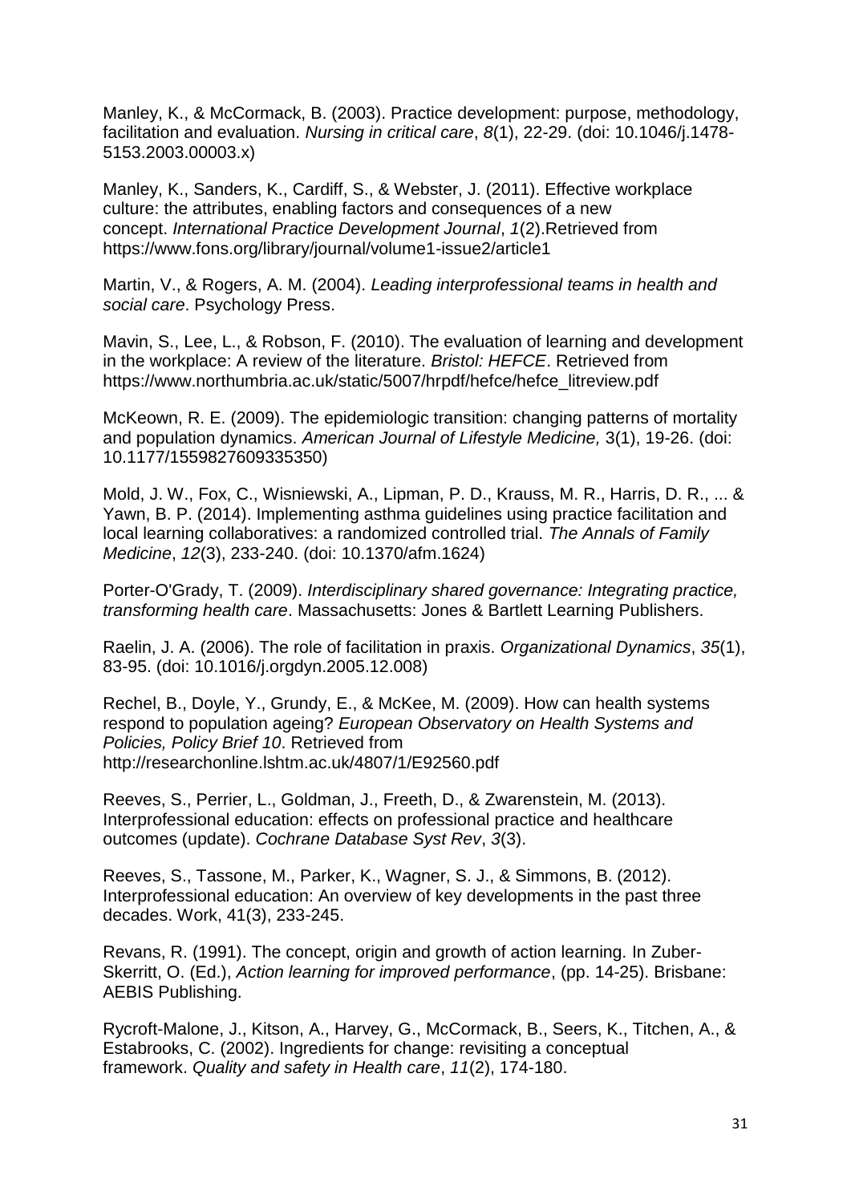Manley, K., & McCormack, B. (2003). Practice development: purpose, methodology, facilitation and evaluation. *Nursing in critical care*, *8*(1), 22-29. (doi: 10.1046/j.1478-5153.2003.00003.x)

Manley, K., Sanders, K., Cardiff, S., & Webster, J. (2011). Effective workplace culture: the attributes, enabling factors and consequences of a new concept. *International Practice Development Journal*, *1*(2).Retrieved from https://www.fons.org/library/journal/volume1-issue2/article1

Martin, V., & Rogers, A. M. (2004). *Leading interprofessional teams in health and social care*. Psychology Press.

Mavin, S., Lee, L., & Robson, F. (2010). The evaluation of learning and development in the workplace: A review of the literature. *Bristol: HEFCE*. Retrieved from https://www.northumbria.ac.uk/static/5007/hrpdf/hefce/hefce_litreview.pdf

McKeown, R. E. (2009). The epidemiologic transition: changing patterns of mortality and population dynamics. *American Journal of Lifestyle Medicine,* 3(1), 19-26. (doi: 10.1177/1559827609335350)

Mold, J. W., Fox, C., Wisniewski, A., Lipman, P. D., Krauss, M. R., Harris, D. R., ... & Yawn, B. P. (2014). Implementing asthma guidelines using practice facilitation and local learning collaboratives: a randomized controlled trial. *The Annals of Family Medicine*, *12*(3), 233-240. (doi: 10.1370/afm.1624)

Porter-O'Grady, T. (2009). *Interdisciplinary shared governance: Integrating practice, transforming health care*. Massachusetts: Jones & Bartlett Learning Publishers.

Raelin, J. A. (2006). The role of facilitation in praxis. *Organizational Dynamics*, *35*(1), 83-95. (doi: 10.1016/j.orgdyn.2005.12.008)

Rechel, B., Doyle, Y., Grundy, E., & McKee, M. (2009). How can health systems respond to population ageing? *European Observatory on Health Systems and Policies, Policy Brief 10*. Retrieved from http://researchonline.lshtm.ac.uk/4807/1/E92560.pdf

Reeves, S., Perrier, L., Goldman, J., Freeth, D., & Zwarenstein, M. (2013). Interprofessional education: effects on professional practice and healthcare outcomes (update). *Cochrane Database Syst Rev*, *3*(3).

Reeves, S., Tassone, M., Parker, K., Wagner, S. J., & Simmons, B. (2012). Interprofessional education: An overview of key developments in the past three decades. Work, 41(3), 233-245.

Revans, R. (1991). The concept, origin and growth of action learning. In Zuber-Skerritt, O. (Ed.), *Action learning for improved performance*, (pp. 14-25). Brisbane: AEBIS Publishing.

Rycroft-Malone, J., Kitson, A., Harvey, G., McCormack, B., Seers, K., Titchen, A., & Estabrooks, C. (2002). Ingredients for change: revisiting a conceptual framework. *Quality and safety in Health care*, *11*(2), 174-180.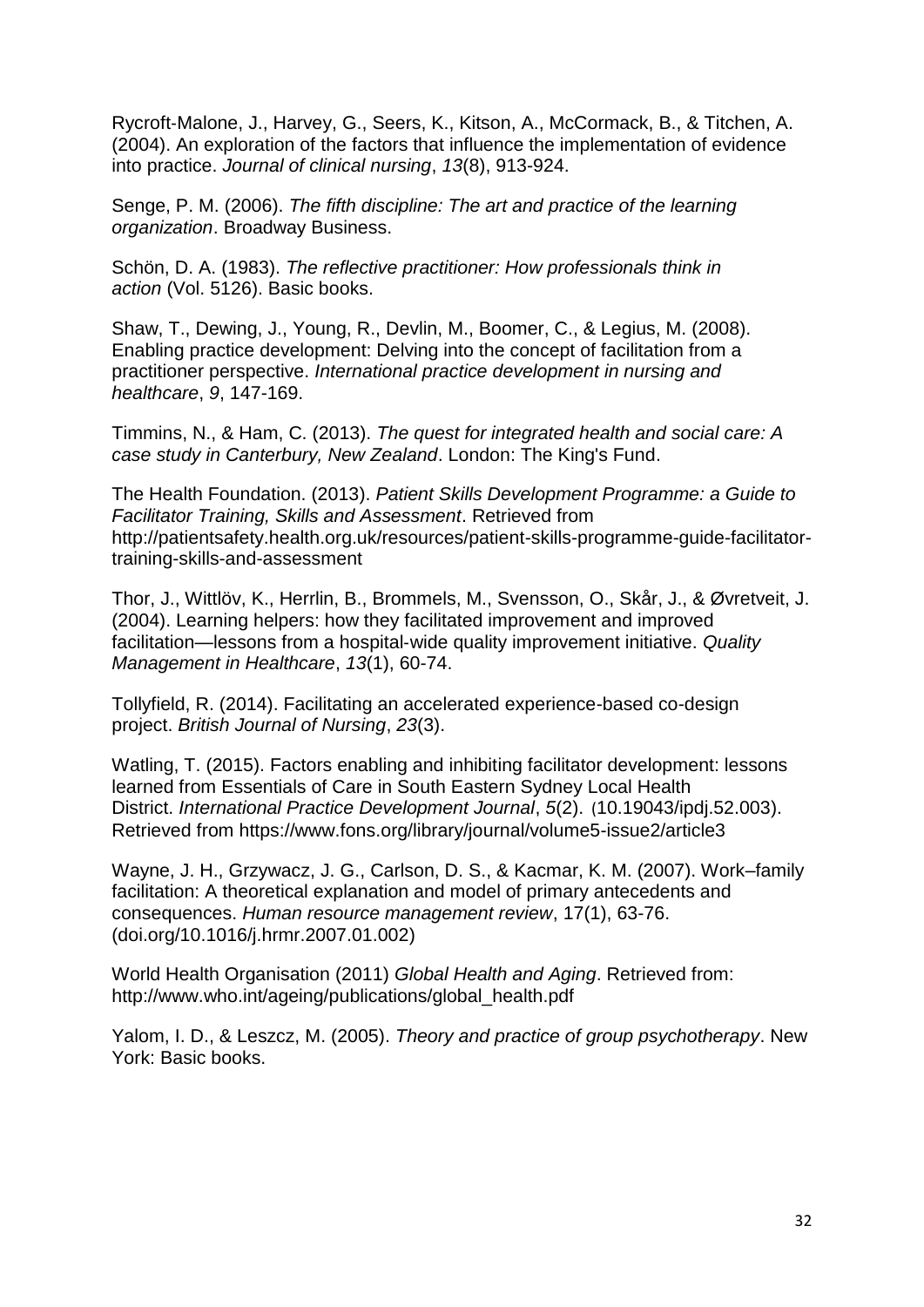Rycroft-Malone, J., Harvey, G., Seers, K., Kitson, A., McCormack, B., & Titchen, A. (2004). An exploration of the factors that influence the implementation of evidence into practice. *Journal of clinical nursing*, *13*(8), 913-924.

Senge, P. M. (2006). *The fifth discipline: The art and practice of the learning organization*. Broadway Business.

Schön, D. A. (1983). *The reflective practitioner: How professionals think in action* (Vol. 5126). Basic books.

Shaw, T., Dewing, J., Young, R., Devlin, M., Boomer, C., & Legius, M. (2008). Enabling practice development: Delving into the concept of facilitation from a practitioner perspective. *International practice development in nursing and healthcare*, *9*, 147-169.

Timmins, N., & Ham, C. (2013). *The quest for integrated health and social care: A case study in Canterbury, New Zealand*. London: The King's Fund.

The Health Foundation. (2013). *Patient Skills Development Programme: a Guide to Facilitator Training, Skills and Assessment*. Retrieved from http://patientsafety.health.org.uk/resources/patient-skills-programme-guide-facilitator-training-skills-and-assessment

Thor, J., Wittlöv, K., Herrlin, B., Brommels, M., Svensson, O., Skår, J., & Øvretveit, J. (2004). Learning helpers: how they facilitated improvement and improved facilitation—lessons from a hospital-wide quality improvement initiative. *Quality Management in Healthcare*, *13*(1), 60-74.

Tollyfield, R. (2014). Facilitating an accelerated experience-based co-design project. *British Journal of Nursing*, *23*(3).

Watling, T. (2015). Factors enabling and inhibiting facilitator development: lessons learned from Essentials of Care in South Eastern Sydney Local Health District. *International Practice Development Journal*, *5*(2). (10.19043/ipdj.52.003). Retrieved from https://www.fons.org/library/journal/volume5-issue2/article3

Wayne, J. H., Grzywacz, J. G., Carlson, D. S., & Kacmar, K. M. (2007). Work–family facilitation: A theoretical explanation and model of primary antecedents and consequences. *Human resource management review*, 17(1), 63-76. (doi.org/10.1016/j.hrmr.2007.01.002)

World Health Organisation (2011) *Global Health and Aging*. Retrieved from: http://www.who.int/ageing/publications/global_health.pdf

Yalom, I. D., & Leszcz, M. (2005). *Theory and practice of group psychotherapy*. New York: Basic books.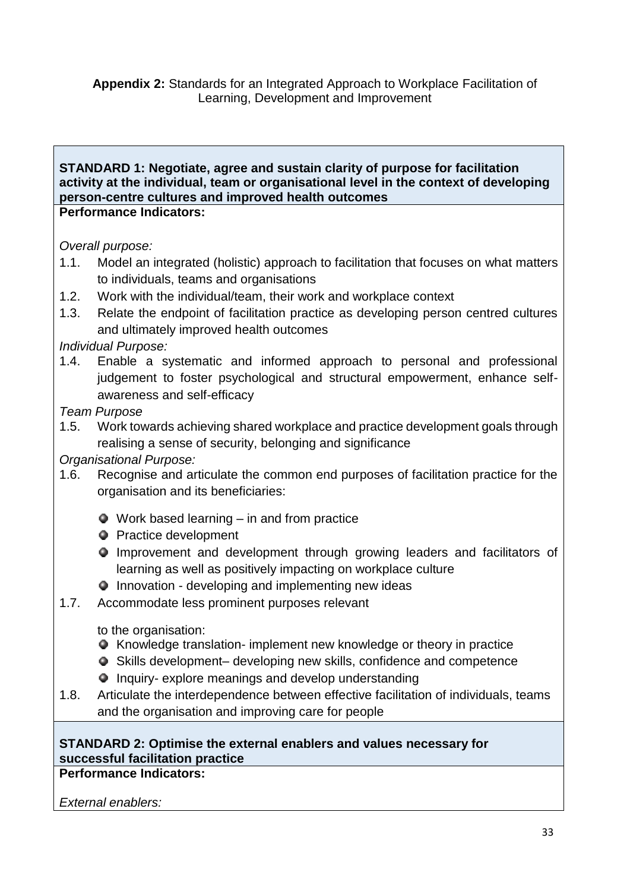**Appendix 2:** Standards for an Integrated Approach to Workplace Facilitation of Learning, Development and Improvement

**STANDARD 1: Negotiate, agree and sustain clarity of purpose for facilitation activity at the individual, team or organisational level in the context of developing person-centre cultures and improved health outcomes**

**Performance Indicators:**

*Overall purpose:*

1.1. Model an integrated (holistic) approach to facilitation that focuses on what matters to individuals, teams and organisations

1.2. Work with the individual/team, their work and workplace context

1.3. Relate the endpoint of facilitation practice as developing person centred cultures and ultimately improved health outcomes

*Individual Purpose:*

1.4. Enable a systematic and informed approach to personal and professional judgement to foster psychological and structural empowerment, enhance self-awareness and self-efficacy

*Team Purpose*

1.5. Work towards achieving shared workplace and practice development goals through realising a sense of security, belonging and significance

*Organisational Purpose:*

1.6. Recognise and articulate the common end purposes of facilitation practice for the organisation and its beneficiaries:

- Work based learning – in and from practice
- Practice development
- Improvement and development through growing leaders and facilitators of learning as well as positively impacting on workplace culture
- Innovation - developing and implementing new ideas

1.7. Accommodate less prominent purposes relevant

to the organisation:

- Knowledge translation- implement new knowledge or theory in practice
- Skills development– developing new skills, confidence and competence
- Inquiry- explore meanings and develop understanding

1.8. Articulate the interdependence between effective facilitation of individuals, teams and the organisation and improving care for people

**STANDARD 2: Optimise the external enablers and values necessary for successful facilitation practice**

**Performance Indicators:**

*External enablers:*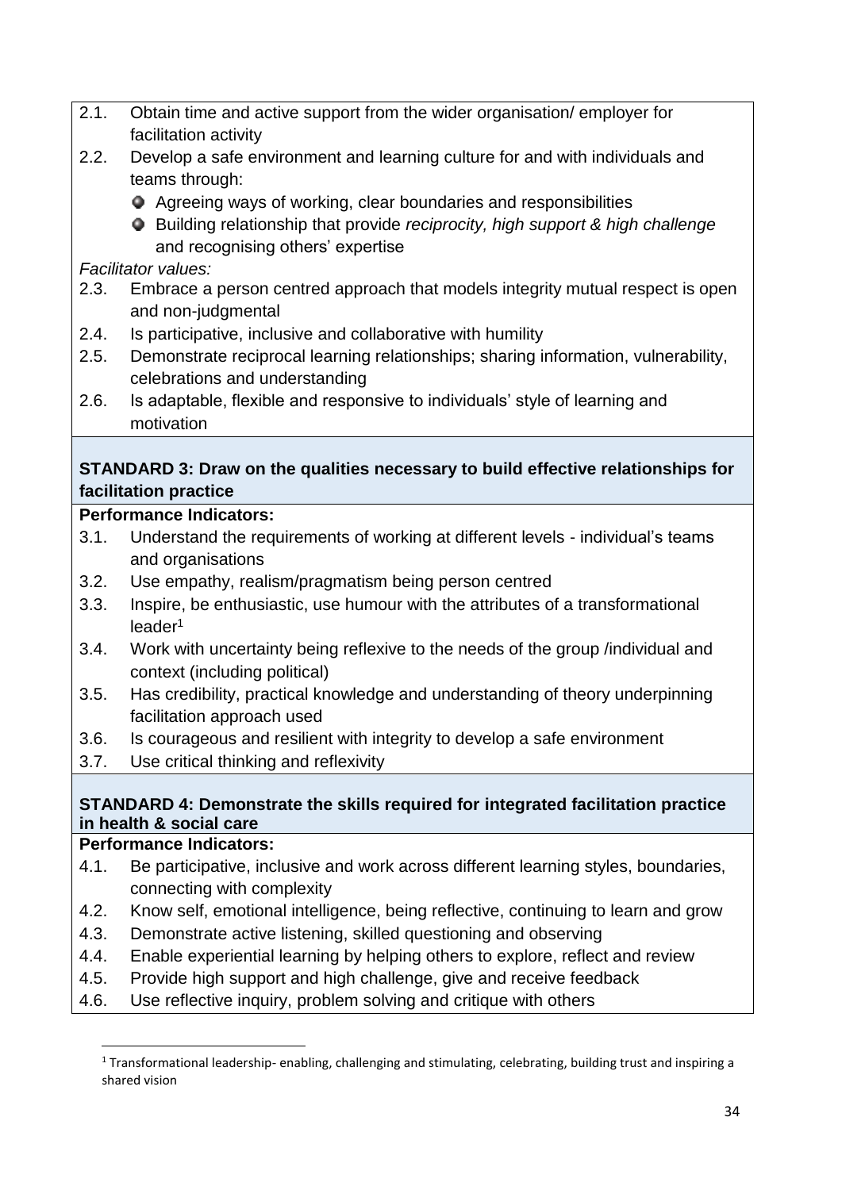2.1. Obtain time and active support from the wider organisation/ employer for facilitation activity

2.2. Develop a safe environment and learning culture for and with individuals and teams through:

- Agreeing ways of working, clear boundaries and responsibilities
- Building relationship that provide *reciprocity, high support & high challenge* and recognising others' expertise

*Facilitator values:*

2.3. Embrace a person centred approach that models integrity mutual respect is open and non-judgmental

2.4. Is participative, inclusive and collaborative with humility

2.5. Demonstrate reciprocal learning relationships; sharing information, vulnerability, celebrations and understanding

2.6. Is adaptable, flexible and responsive to individuals' style of learning and motivation

**STANDARD 3: Draw on the qualities necessary to build effective relationships for facilitation practice**

**Performance Indicators:**

3.1. Understand the requirements of working at different levels - individual's teams and organisations

3.2. Use empathy, realism/pragmatism being person centred

3.3. Inspire, be enthusiastic, use humour with the attributes of a transformational leader[1]

3.4. Work with uncertainty being reflexive to the needs of the group /individual and context (including political)

3.5. Has credibility, practical knowledge and understanding of theory underpinning facilitation approach used

3.6. Is courageous and resilient with integrity to develop a safe environment

3.7. Use critical thinking and reflexivity

**STANDARD 4: Demonstrate the skills required for integrated facilitation practice in health & social care**

**Performance Indicators:**

4.1. Be participative, inclusive and work across different learning styles, boundaries, connecting with complexity

4.2. Know self, emotional intelligence, being reflective, continuing to learn and grow

4.3. Demonstrate active listening, skilled questioning and observing

4.4. Enable experiential learning by helping others to explore, reflect and review

4.5. Provide high support and high challenge, give and receive feedback

4.6. Use reflective inquiry, problem solving and critique with others

[1] Transformational leadership- enabling, challenging and stimulating, celebrating, building trust and inspiring a shared vision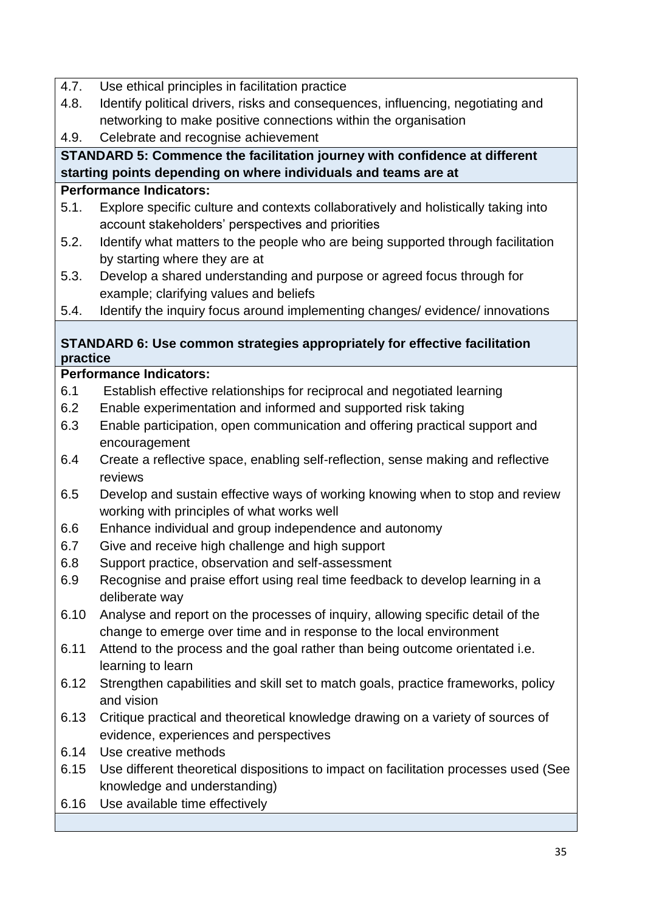4.7. Use ethical principles in facilitation practice

4.8. Identify political drivers, risks and consequences, influencing, negotiating and networking to make positive connections within the organisation

4.9. Celebrate and recognise achievement

**STANDARD 5: Commence the facilitation journey with confidence at different starting points depending on where individuals and teams are at**

**Performance Indicators:**

5.1. Explore specific culture and contexts collaboratively and holistically taking into account stakeholders' perspectives and priorities

5.2. Identify what matters to the people who are being supported through facilitation by starting where they are at

5.3. Develop a shared understanding and purpose or agreed focus through for example; clarifying values and beliefs

5.4. Identify the inquiry focus around implementing changes/ evidence/ innovations

**STANDARD 6: Use common strategies appropriately for effective facilitation practice**

**Performance Indicators:**

6.1 Establish effective relationships for reciprocal and negotiated learning

6.2 Enable experimentation and informed and supported risk taking

6.3 Enable participation, open communication and offering practical support and encouragement

6.4 Create a reflective space, enabling self-reflection, sense making and reflective reviews

6.5 Develop and sustain effective ways of working knowing when to stop and review working with principles of what works well

6.6 Enhance individual and group independence and autonomy

6.7 Give and receive high challenge and high support

6.8 Support practice, observation and self-assessment

6.9 Recognise and praise effort using real time feedback to develop learning in a deliberate way

6.10 Analyse and report on the processes of inquiry, allowing specific detail of the change to emerge over time and in response to the local environment

6.11 Attend to the process and the goal rather than being outcome orientated i.e. learning to learn

6.12 Strengthen capabilities and skill set to match goals, practice frameworks, policy and vision

6.13 Critique practical and theoretical knowledge drawing on a variety of sources of evidence, experiences and perspectives

6.14 Use creative methods

6.15 Use different theoretical dispositions to impact on facilitation processes used (See knowledge and understanding)

6.16 Use available time effectively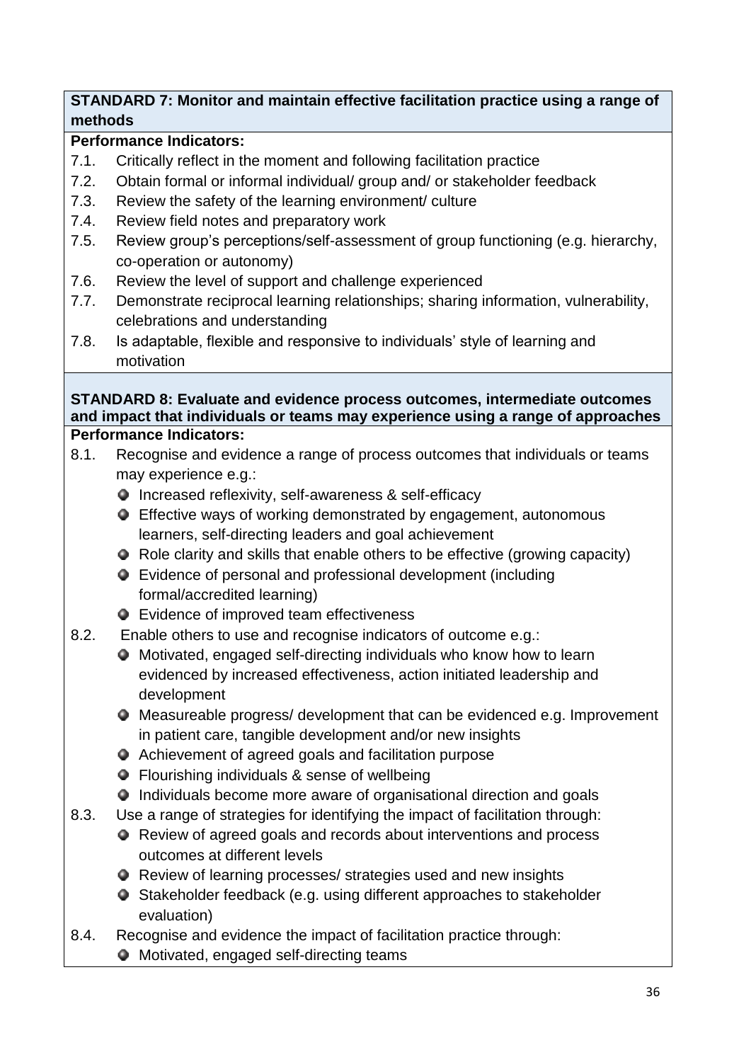**STANDARD 7: Monitor and maintain effective facilitation practice using a range of methods**

**Performance Indicators:**

7.1. Critically reflect in the moment and following facilitation practice

7.2. Obtain formal or informal individual/ group and/ or stakeholder feedback

7.3. Review the safety of the learning environment/ culture

7.4. Review field notes and preparatory work

7.5. Review group's perceptions/self-assessment of group functioning (e.g. hierarchy, co-operation or autonomy)

7.6. Review the level of support and challenge experienced

7.7. Demonstrate reciprocal learning relationships; sharing information, vulnerability, celebrations and understanding

7.8. Is adaptable, flexible and responsive to individuals' style of learning and motivation

**STANDARD 8: Evaluate and evidence process outcomes, intermediate outcomes and impact that individuals or teams may experience using a range of approaches**

**Performance Indicators:**

8.1. Recognise and evidence a range of process outcomes that individuals or teams may experience e.g.:
- Increased reflexivity, self-awareness & self-efficacy
- Effective ways of working demonstrated by engagement, autonomous learners, self-directing leaders and goal achievement
- Role clarity and skills that enable others to be effective (growing capacity)
- Evidence of personal and professional development (including formal/accredited learning)
- Evidence of improved team effectiveness

8.2. Enable others to use and recognise indicators of outcome e.g.:
- Motivated, engaged self-directing individuals who know how to learn evidenced by increased effectiveness, action initiated leadership and development
- Measureable progress/ development that can be evidenced e.g. Improvement in patient care, tangible development and/or new insights
- Achievement of agreed goals and facilitation purpose
- Flourishing individuals & sense of wellbeing
- Individuals become more aware of organisational direction and goals

8.3. Use a range of strategies for identifying the impact of facilitation through:
- Review of agreed goals and records about interventions and process outcomes at different levels
- Review of learning processes/ strategies used and new insights
- Stakeholder feedback (e.g. using different approaches to stakeholder evaluation)

8.4. Recognise and evidence the impact of facilitation practice through:
- Motivated, engaged self-directing teams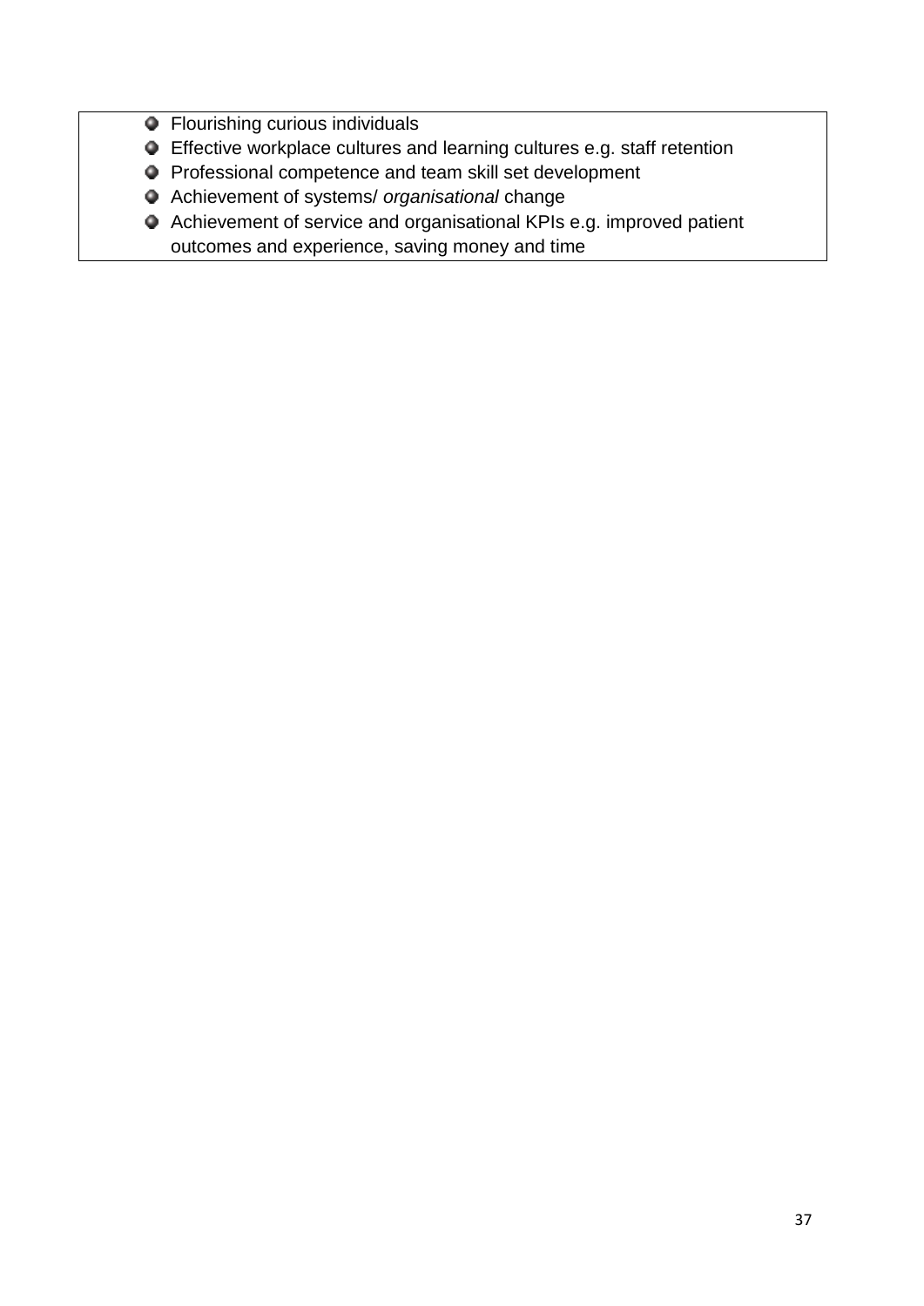- Flourishing curious individuals
- Effective workplace cultures and learning cultures e.g. staff retention
- Professional competence and team skill set development
- Achievement of systems/ *organisational* change
- Achievement of service and organisational KPIs e.g. improved patient outcomes and experience, saving money and time